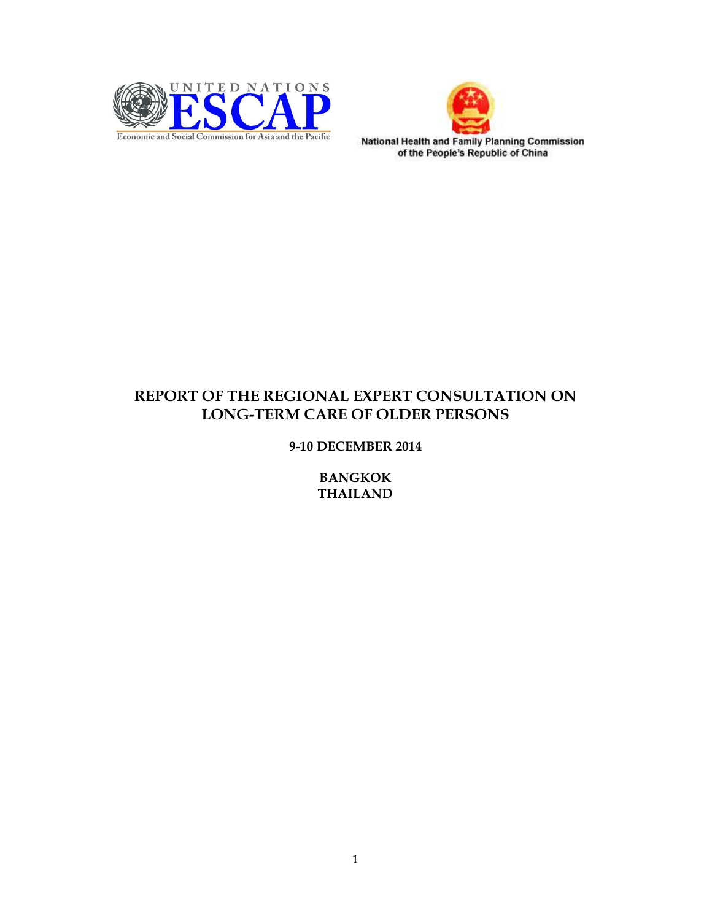UNITED NATIONS ESCAP
Economic and Social Commission for Asia and the Pacific

National Health and Family Planning Commission of the People's Republic of China

# REPORT OF THE REGIONAL EXPERT CONSULTATION ON LONG-TERM CARE OF OLDER PERSONS

**9-10 DECEMBER 2014**

**BANGKOK**
**THAILAND**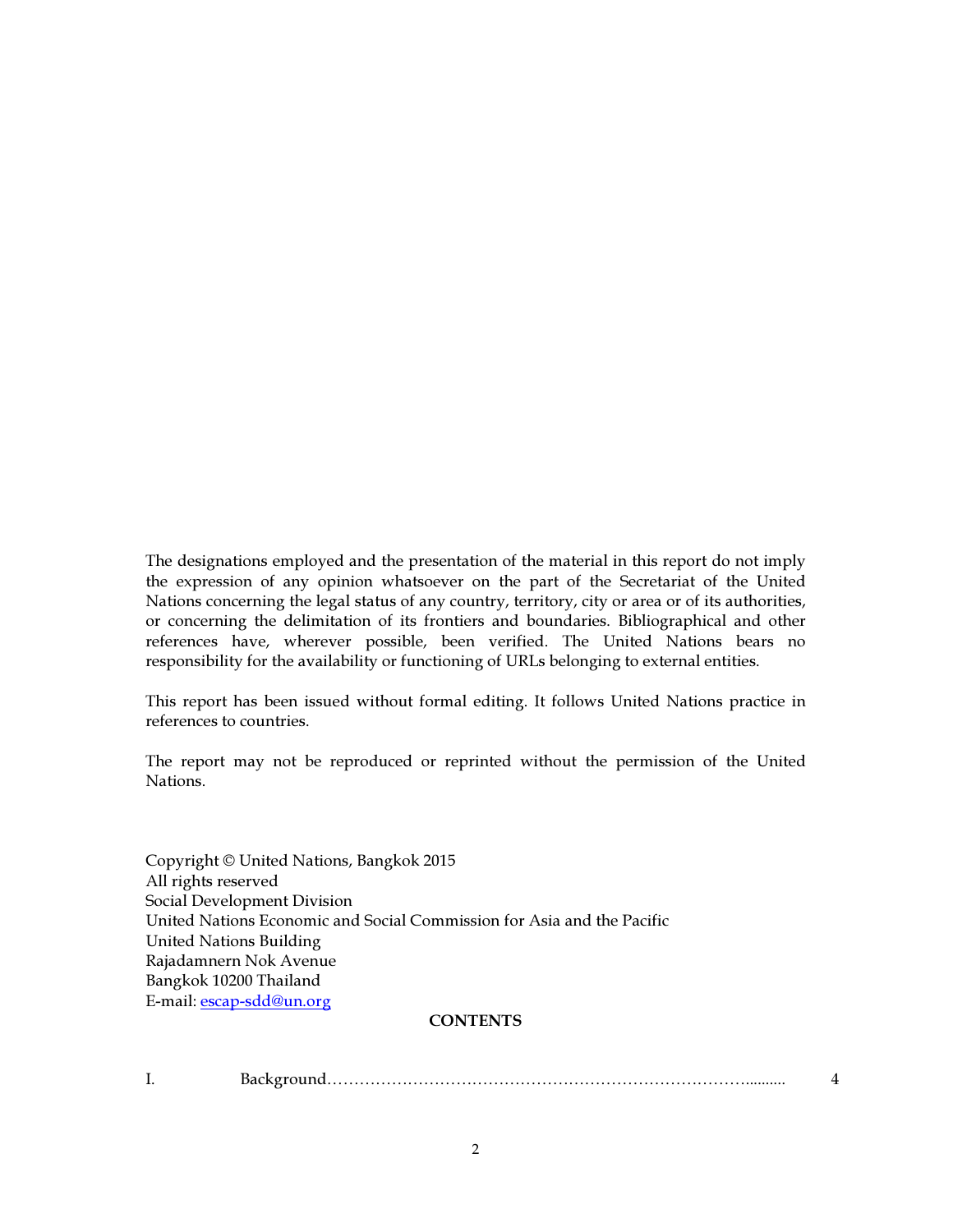The designations employed and the presentation of the material in this report do not imply the expression of any opinion whatsoever on the part of the Secretariat of the United Nations concerning the legal status of any country, territory, city or area or of its authorities, or concerning the delimitation of its frontiers and boundaries. Bibliographical and other references have, wherever possible, been verified. The United Nations bears no responsibility for the availability or functioning of URLs belonging to external entities.

This report has been issued without formal editing. It follows United Nations practice in references to countries.

The report may not be reproduced or reprinted without the permission of the United Nations.

Copyright © United Nations, Bangkok 2015
All rights reserved
Social Development Division
United Nations Economic and Social Commission for Asia and the Pacific
United Nations Building
Rajadamnern Nok Avenue
Bangkok 10200 Thailand
E-mail: escap-sdd@un.org

## CONTENTS

I. Background………………………………………………………………………......... 4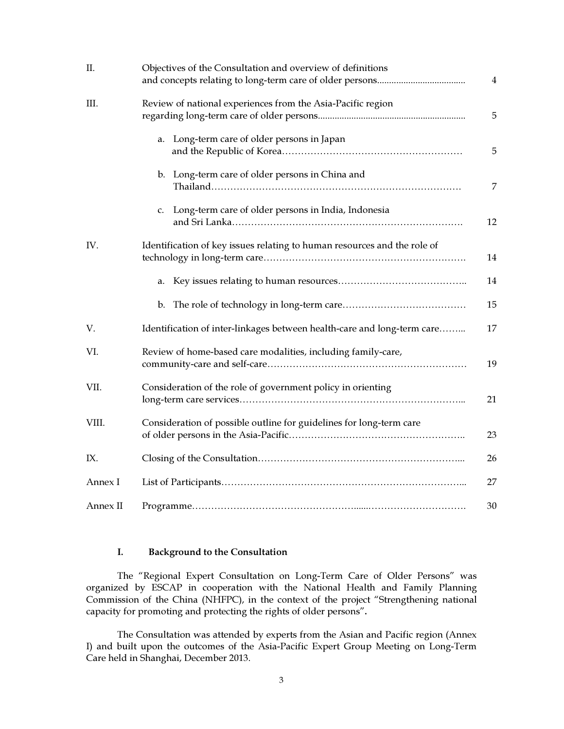| | | |
|---|---|---|
| II. | Objectives of the Consultation and overview of definitions and concepts relating to long-term care of older persons | 4 |
| III. | Review of national experiences from the Asia-Pacific region regarding long-term care of older persons | 5 |
| | a. Long-term care of older persons in Japan and the Republic of Korea | 5 |
| | b. Long-term care of older persons in China and Thailand | 7 |
| | c. Long-term care of older persons in India, Indonesia and Sri Lanka | 12 |
| IV. | Identification of key issues relating to human resources and the role of technology in long-term care | 14 |
| | a. Key issues relating to human resources | 14 |
| | b. The role of technology in long-term care | 15 |
| V. | Identification of inter-linkages between health-care and long-term care | 17 |
| VI. | Review of home-based care modalities, including family-care, community-care and self-care | 19 |
| VII. | Consideration of the role of government policy in orienting long-term care services | 21 |
| VIII. | Consideration of possible outline for guidelines for long-term care of older persons in the Asia-Pacific | 23 |
| IX. | Closing of the Consultation | 26 |
| Annex I | List of Participants | 27 |
| Annex II | Programme | 30 |

## I. Background to the Consultation

The "Regional Expert Consultation on Long-Term Care of Older Persons" was organized by ESCAP in cooperation with the National Health and Family Planning Commission of the China (NHFPC), in the context of the project "Strengthening national capacity for promoting and protecting the rights of older persons"**.**

The Consultation was attended by experts from the Asian and Pacific region (Annex I) and built upon the outcomes of the Asia-Pacific Expert Group Meeting on Long-Term Care held in Shanghai, December 2013.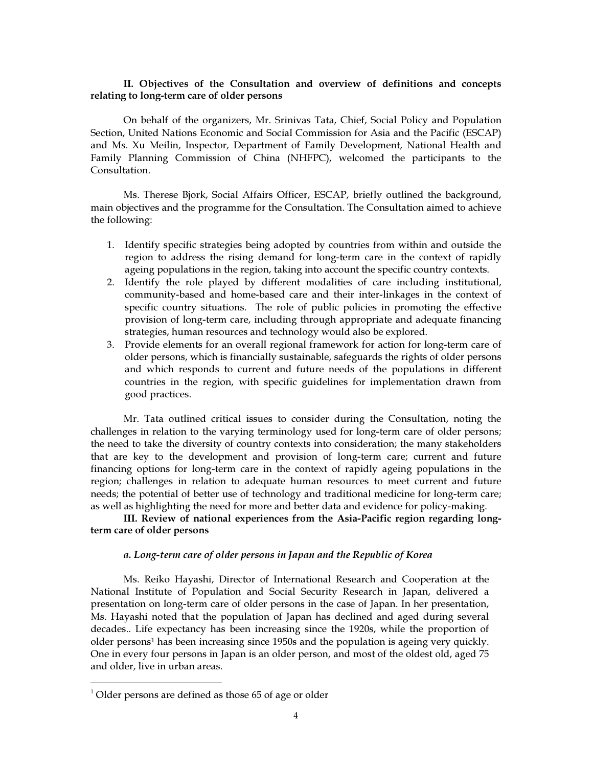## II. Objectives of the Consultation and overview of definitions and concepts relating to long-term care of older persons

On behalf of the organizers, Mr. Srinivas Tata, Chief, Social Policy and Population Section, United Nations Economic and Social Commission for Asia and the Pacific (ESCAP) and Ms. Xu Meilin, Inspector, Department of Family Development, National Health and Family Planning Commission of China (NHFPC), welcomed the participants to the Consultation.

Ms. Therese Bjork, Social Affairs Officer, ESCAP, briefly outlined the background, main objectives and the programme for the Consultation. The Consultation aimed to achieve the following:

1. Identify specific strategies being adopted by countries from within and outside the region to address the rising demand for long-term care in the context of rapidly ageing populations in the region, taking into account the specific country contexts.
2. Identify the role played by different modalities of care including institutional, community-based and home-based care and their inter-linkages in the context of specific country situations. The role of public policies in promoting the effective provision of long-term care, including through appropriate and adequate financing strategies, human resources and technology would also be explored.
3. Provide elements for an overall regional framework for action for long-term care of older persons, which is financially sustainable, safeguards the rights of older persons and which responds to current and future needs of the populations in different countries in the region, with specific guidelines for implementation drawn from good practices.

Mr. Tata outlined critical issues to consider during the Consultation, noting the challenges in relation to the varying terminology used for long-term care of older persons; the need to take the diversity of country contexts into consideration; the many stakeholders that are key to the development and provision of long-term care; current and future financing options for long-term care in the context of rapidly ageing populations in the region; challenges in relation to adequate human resources to meet current and future needs; the potential of better use of technology and traditional medicine for long-term care; as well as highlighting the need for more and better data and evidence for policy-making.

## III. Review of national experiences from the Asia-Pacific region regarding long-term care of older persons

### *a. Long-term care of older persons in Japan and the Republic of Korea*

Ms. Reiko Hayashi, Director of International Research and Cooperation at the National Institute of Population and Social Security Research in Japan, delivered a presentation on long-term care of older persons in the case of Japan. In her presentation, Ms. Hayashi noted that the population of Japan has declined and aged during several decades.. Life expectancy has been increasing since the 1920s, while the proportion of older persons[1] has been increasing since 1950s and the population is ageing very quickly. One in every four persons in Japan is an older person, and most of the oldest old, aged 75 and older, live in urban areas.

---

[1] Older persons are defined as those 65 of age or older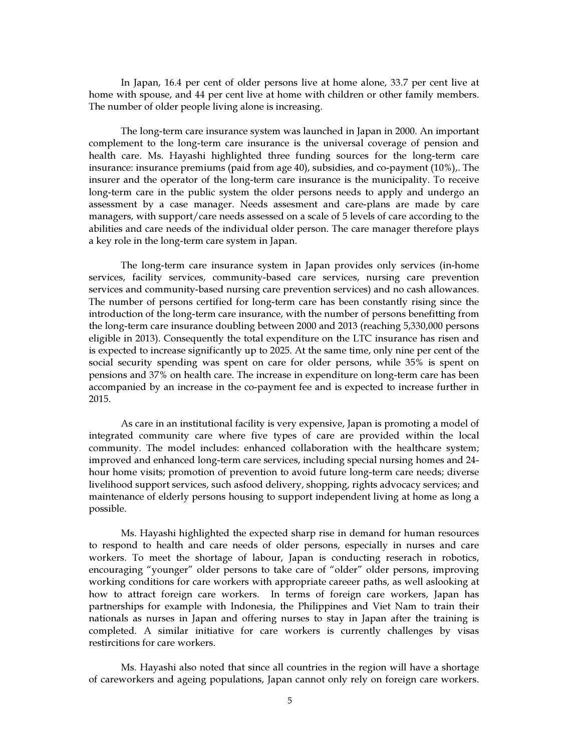In Japan, 16.4 per cent of older persons live at home alone, 33.7 per cent live at home with spouse, and 44 per cent live at home with children or other family members. The number of older people living alone is increasing.

The long-term care insurance system was launched in Japan in 2000. An important complement to the long-term care insurance is the universal coverage of pension and health care. Ms. Hayashi highlighted three funding sources for the long-term care insurance: insurance premiums (paid from age 40), subsidies, and co-payment (10%),. The insurer and the operator of the long-term care insurance is the municipality. To receive long-term care in the public system the older persons needs to apply and undergo an assessment by a case manager. Needs assesment and care-plans are made by care managers, with support/care needs assessed on a scale of 5 levels of care according to the abilities and care needs of the individual older person. The care manager therefore plays a key role in the long-term care system in Japan.

The long-term care insurance system in Japan provides only services (in-home services, facility services, community-based care services, nursing care prevention services and community-based nursing care prevention services) and no cash allowances. The number of persons certified for long-term care has been constantly rising since the introduction of the long-term care insurance, with the number of persons benefitting from the long-term care insurance doubling between 2000 and 2013 (reaching 5,330,000 persons eligible in 2013). Consequently the total expenditure on the LTC insurance has risen and is expected to increase significantly up to 2025. At the same time, only nine per cent of the social security spending was spent on care for older persons, while 35% is spent on pensions and 37% on health care. The increase in expenditure on long-term care has been accompanied by an increase in the co-payment fee and is expected to increase further in 2015.

As care in an institutional facility is very expensive, Japan is promoting a model of integrated community care where five types of care are provided within the local community. The model includes: enhanced collaboration with the healthcare system; improved and enhanced long-term care services, including special nursing homes and 24-hour home visits; promotion of prevention to avoid future long-term care needs; diverse livelihood support services, such asfood delivery, shopping, rights advocacy services; and maintenance of elderly persons housing to support independent living at home as long a possible.

Ms. Hayashi highlighted the expected sharp rise in demand for human resources to respond to health and care needs of older persons, especially in nurses and care workers. To meet the shortage of labour, Japan is conducting reserach in robotics, encouraging "younger" older persons to take care of "older" older persons, improving working conditions for care workers with appropriate careeer paths, as well aslooking at how to attract foreign care workers. In terms of foreign care workers, Japan has partnerships for example with Indonesia, the Philippines and Viet Nam to train their nationals as nurses in Japan and offering nurses to stay in Japan after the training is completed. A similar initiative for care workers is currently challenges by visas restircitions for care workers.

Ms. Hayashi also noted that since all countries in the region will have a shortage of careworkers and ageing populations, Japan cannot only rely on foreign care workers.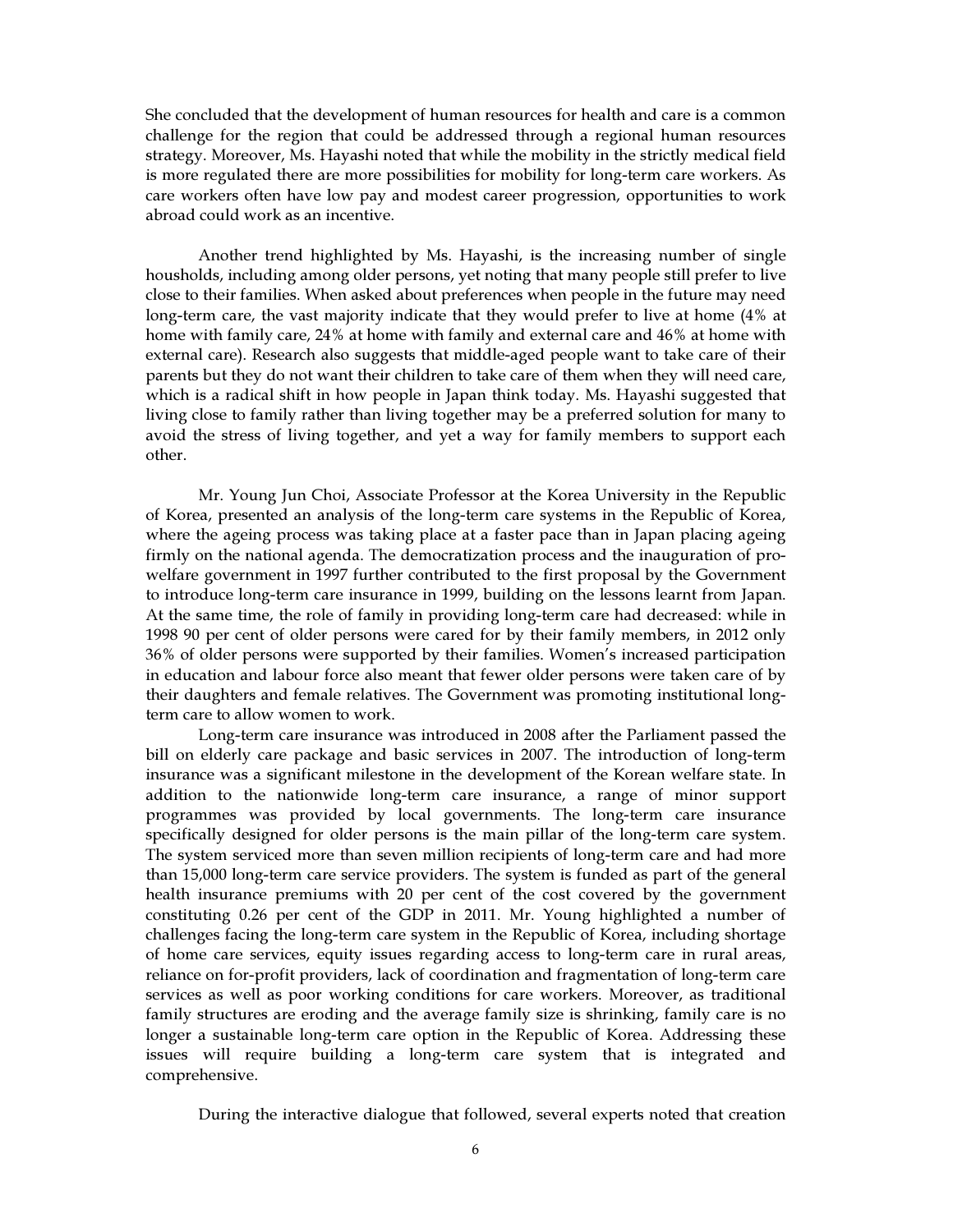She concluded that the development of human resources for health and care is a common challenge for the region that could be addressed through a regional human resources strategy. Moreover, Ms. Hayashi noted that while the mobility in the strictly medical field is more regulated there are more possibilities for mobility for long-term care workers. As care workers often have low pay and modest career progression, opportunities to work abroad could work as an incentive.

Another trend highlighted by Ms. Hayashi, is the increasing number of single housholds, including among older persons, yet noting that many people still prefer to live close to their families. When asked about preferences when people in the future may need long-term care, the vast majority indicate that they would prefer to live at home (4% at home with family care, 24% at home with family and external care and 46% at home with external care). Research also suggests that middle-aged people want to take care of their parents but they do not want their children to take care of them when they will need care, which is a radical shift in how people in Japan think today. Ms. Hayashi suggested that living close to family rather than living together may be a preferred solution for many to avoid the stress of living together, and yet a way for family members to support each other.

Mr. Young Jun Choi, Associate Professor at the Korea University in the Republic of Korea, presented an analysis of the long-term care systems in the Republic of Korea, where the ageing process was taking place at a faster pace than in Japan placing ageing firmly on the national agenda. The democratization process and the inauguration of pro-welfare government in 1997 further contributed to the first proposal by the Government to introduce long-term care insurance in 1999, building on the lessons learnt from Japan. At the same time, the role of family in providing long-term care had decreased: while in 1998 90 per cent of older persons were cared for by their family members, in 2012 only 36% of older persons were supported by their families. Women's increased participation in education and labour force also meant that fewer older persons were taken care of by their daughters and female relatives. The Government was promoting institutional long-term care to allow women to work.

Long-term care insurance was introduced in 2008 after the Parliament passed the bill on elderly care package and basic services in 2007. The introduction of long-term insurance was a significant milestone in the development of the Korean welfare state. In addition to the nationwide long-term care insurance, a range of minor support programmes was provided by local governments. The long-term care insurance specifically designed for older persons is the main pillar of the long-term care system. The system serviced more than seven million recipients of long-term care and had more than 15,000 long-term care service providers. The system is funded as part of the general health insurance premiums with 20 per cent of the cost covered by the government constituting 0.26 per cent of the GDP in 2011. Mr. Young highlighted a number of challenges facing the long-term care system in the Republic of Korea, including shortage of home care services, equity issues regarding access to long-term care in rural areas, reliance on for-profit providers, lack of coordination and fragmentation of long-term care services as well as poor working conditions for care workers. Moreover, as traditional family structures are eroding and the average family size is shrinking, family care is no longer a sustainable long-term care option in the Republic of Korea. Addressing these issues will require building a long-term care system that is integrated and comprehensive.

During the interactive dialogue that followed, several experts noted that creation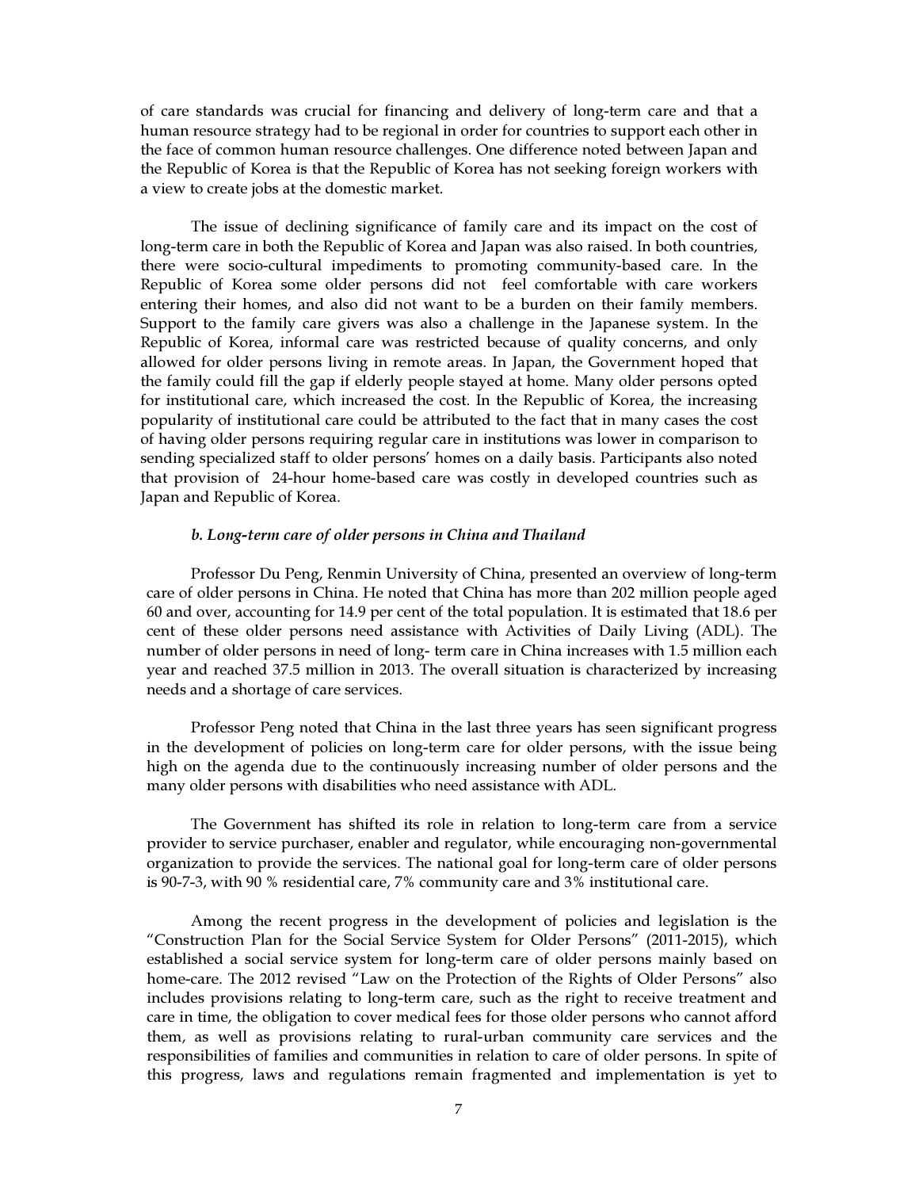of care standards was crucial for financing and delivery of long-term care and that a human resource strategy had to be regional in order for countries to support each other in the face of common human resource challenges. One difference noted between Japan and the Republic of Korea is that the Republic of Korea has not seeking foreign workers with a view to create jobs at the domestic market.

The issue of declining significance of family care and its impact on the cost of long-term care in both the Republic of Korea and Japan was also raised. In both countries, there were socio-cultural impediments to promoting community-based care. In the Republic of Korea some older persons did not feel comfortable with care workers entering their homes, and also did not want to be a burden on their family members. Support to the family care givers was also a challenge in the Japanese system. In the Republic of Korea, informal care was restricted because of quality concerns, and only allowed for older persons living in remote areas. In Japan, the Government hoped that the family could fill the gap if elderly people stayed at home. Many older persons opted for institutional care, which increased the cost. In the Republic of Korea, the increasing popularity of institutional care could be attributed to the fact that in many cases the cost of having older persons requiring regular care in institutions was lower in comparison to sending specialized staff to older persons' homes on a daily basis. Participants also noted that provision of 24-hour home-based care was costly in developed countries such as Japan and Republic of Korea.

### *b. Long-term care of older persons in China and Thailand*

Professor Du Peng, Renmin University of China, presented an overview of long-term care of older persons in China. He noted that China has more than 202 million people aged 60 and over, accounting for 14.9 per cent of the total population. It is estimated that 18.6 per cent of these older persons need assistance with Activities of Daily Living (ADL). The number of older persons in need of long- term care in China increases with 1.5 million each year and reached 37.5 million in 2013. The overall situation is characterized by increasing needs and a shortage of care services.

Professor Peng noted that China in the last three years has seen significant progress in the development of policies on long-term care for older persons, with the issue being high on the agenda due to the continuously increasing number of older persons and the many older persons with disabilities who need assistance with ADL.

The Government has shifted its role in relation to long-term care from a service provider to service purchaser, enabler and regulator, while encouraging non-governmental organization to provide the services. The national goal for long-term care of older persons is 90-7-3, with 90 % residential care, 7% community care and 3% institutional care.

Among the recent progress in the development of policies and legislation is the "Construction Plan for the Social Service System for Older Persons" (2011-2015), which established a social service system for long-term care of older persons mainly based on home-care. The 2012 revised "Law on the Protection of the Rights of Older Persons" also includes provisions relating to long-term care, such as the right to receive treatment and care in time, the obligation to cover medical fees for those older persons who cannot afford them, as well as provisions relating to rural-urban community care services and the responsibilities of families and communities in relation to care of older persons. In spite of this progress, laws and regulations remain fragmented and implementation is yet to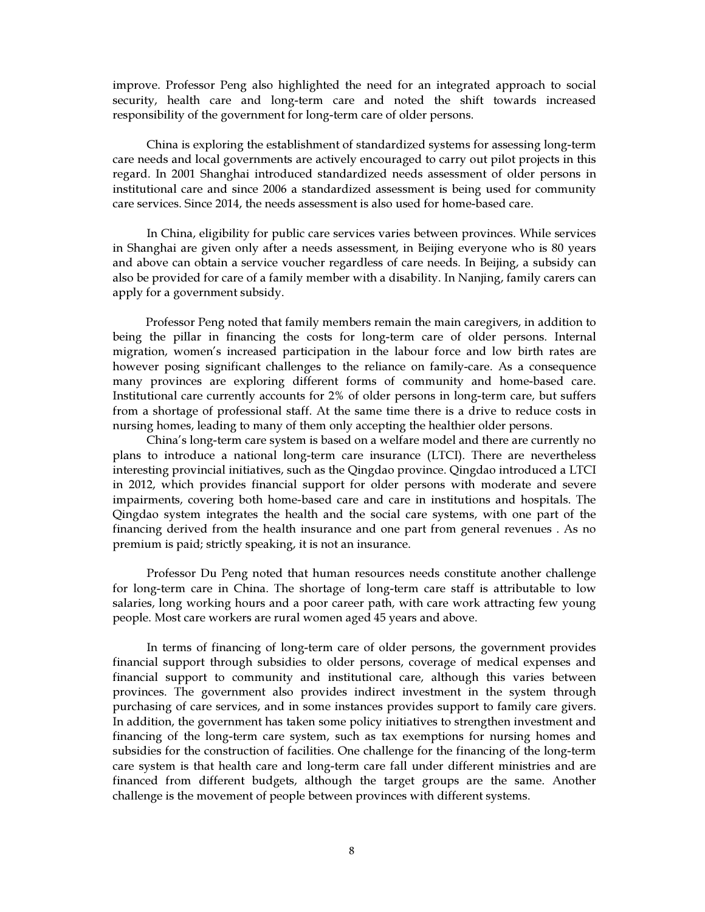improve. Professor Peng also highlighted the need for an integrated approach to social security, health care and long-term care and noted the shift towards increased responsibility of the government for long-term care of older persons.

China is exploring the establishment of standardized systems for assessing long-term care needs and local governments are actively encouraged to carry out pilot projects in this regard. In 2001 Shanghai introduced standardized needs assessment of older persons in institutional care and since 2006 a standardized assessment is being used for community care services. Since 2014, the needs assessment is also used for home-based care.

In China, eligibility for public care services varies between provinces. While services in Shanghai are given only after a needs assessment, in Beijing everyone who is 80 years and above can obtain a service voucher regardless of care needs. In Beijing, a subsidy can also be provided for care of a family member with a disability. In Nanjing, family carers can apply for a government subsidy.

Professor Peng noted that family members remain the main caregivers, in addition to being the pillar in financing the costs for long-term care of older persons. Internal migration, women's increased participation in the labour force and low birth rates are however posing significant challenges to the reliance on family-care. As a consequence many provinces are exploring different forms of community and home-based care. Institutional care currently accounts for 2% of older persons in long-term care, but suffers from a shortage of professional staff. At the same time there is a drive to reduce costs in nursing homes, leading to many of them only accepting the healthier older persons.

China's long-term care system is based on a welfare model and there are currently no plans to introduce a national long-term care insurance (LTCI). There are nevertheless interesting provincial initiatives, such as the Qingdao province. Qingdao introduced a LTCI in 2012, which provides financial support for older persons with moderate and severe impairments, covering both home-based care and care in institutions and hospitals. The Qingdao system integrates the health and the social care systems, with one part of the financing derived from the health insurance and one part from general revenues . As no premium is paid; strictly speaking, it is not an insurance.

Professor Du Peng noted that human resources needs constitute another challenge for long-term care in China. The shortage of long-term care staff is attributable to low salaries, long working hours and a poor career path, with care work attracting few young people. Most care workers are rural women aged 45 years and above.

In terms of financing of long-term care of older persons, the government provides financial support through subsidies to older persons, coverage of medical expenses and financial support to community and institutional care, although this varies between provinces. The government also provides indirect investment in the system through purchasing of care services, and in some instances provides support to family care givers. In addition, the government has taken some policy initiatives to strengthen investment and financing of the long-term care system, such as tax exemptions for nursing homes and subsidies for the construction of facilities. One challenge for the financing of the long-term care system is that health care and long-term care fall under different ministries and are financed from different budgets, although the target groups are the same. Another challenge is the movement of people between provinces with different systems.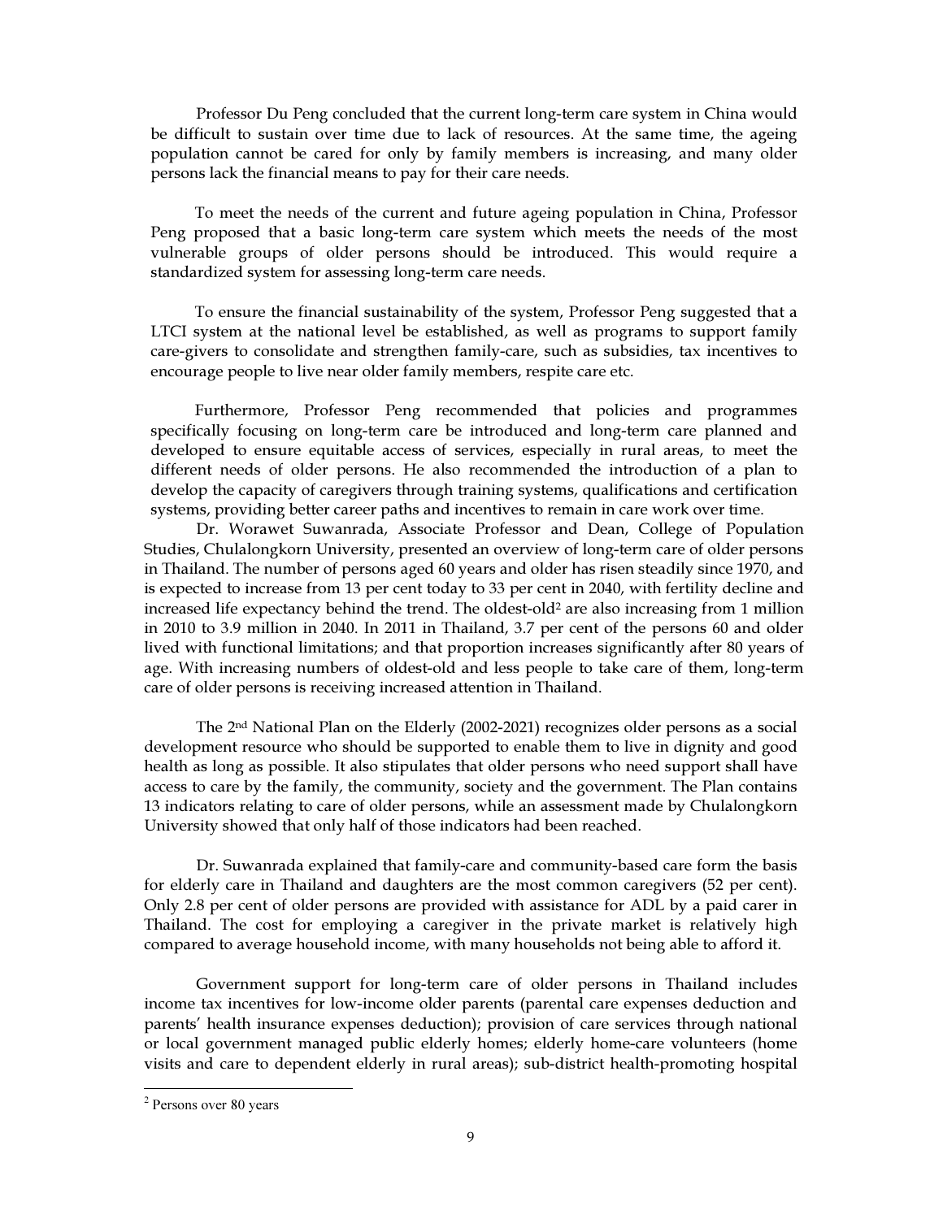Professor Du Peng concluded that the current long-term care system in China would be difficult to sustain over time due to lack of resources. At the same time, the ageing population cannot be cared for only by family members is increasing, and many older persons lack the financial means to pay for their care needs.

To meet the needs of the current and future ageing population in China, Professor Peng proposed that a basic long-term care system which meets the needs of the most vulnerable groups of older persons should be introduced. This would require a standardized system for assessing long-term care needs.

To ensure the financial sustainability of the system, Professor Peng suggested that a LTCI system at the national level be established, as well as programs to support family care-givers to consolidate and strengthen family-care, such as subsidies, tax incentives to encourage people to live near older family members, respite care etc.

Furthermore, Professor Peng recommended that policies and programmes specifically focusing on long-term care be introduced and long-term care planned and developed to ensure equitable access of services, especially in rural areas, to meet the different needs of older persons. He also recommended the introduction of a plan to develop the capacity of caregivers through training systems, qualifications and certification systems, providing better career paths and incentives to remain in care work over time.

Dr. Worawet Suwanrada, Associate Professor and Dean, College of Population Studies, Chulalongkorn University, presented an overview of long-term care of older persons in Thailand. The number of persons aged 60 years and older has risen steadily since 1970, and is expected to increase from 13 per cent today to 33 per cent in 2040, with fertility decline and increased life expectancy behind the trend. The oldest-old[2] are also increasing from 1 million in 2010 to 3.9 million in 2040. In 2011 in Thailand, 3.7 per cent of the persons 60 and older lived with functional limitations; and that proportion increases significantly after 80 years of age. With increasing numbers of oldest-old and less people to take care of them, long-term care of older persons is receiving increased attention in Thailand.

The 2nd National Plan on the Elderly (2002-2021) recognizes older persons as a social development resource who should be supported to enable them to live in dignity and good health as long as possible. It also stipulates that older persons who need support shall have access to care by the family, the community, society and the government. The Plan contains 13 indicators relating to care of older persons, while an assessment made by Chulalongkorn University showed that only half of those indicators had been reached.

Dr. Suwanrada explained that family-care and community-based care form the basis for elderly care in Thailand and daughters are the most common caregivers (52 per cent). Only 2.8 per cent of older persons are provided with assistance for ADL by a paid carer in Thailand. The cost for employing a caregiver in the private market is relatively high compared to average household income, with many households not being able to afford it.

Government support for long-term care of older persons in Thailand includes income tax incentives for low-income older parents (parental care expenses deduction and parents' health insurance expenses deduction); provision of care services through national or local government managed public elderly homes; elderly home-care volunteers (home visits and care to dependent elderly in rural areas); sub-district health-promoting hospital

[2] Persons over 80 years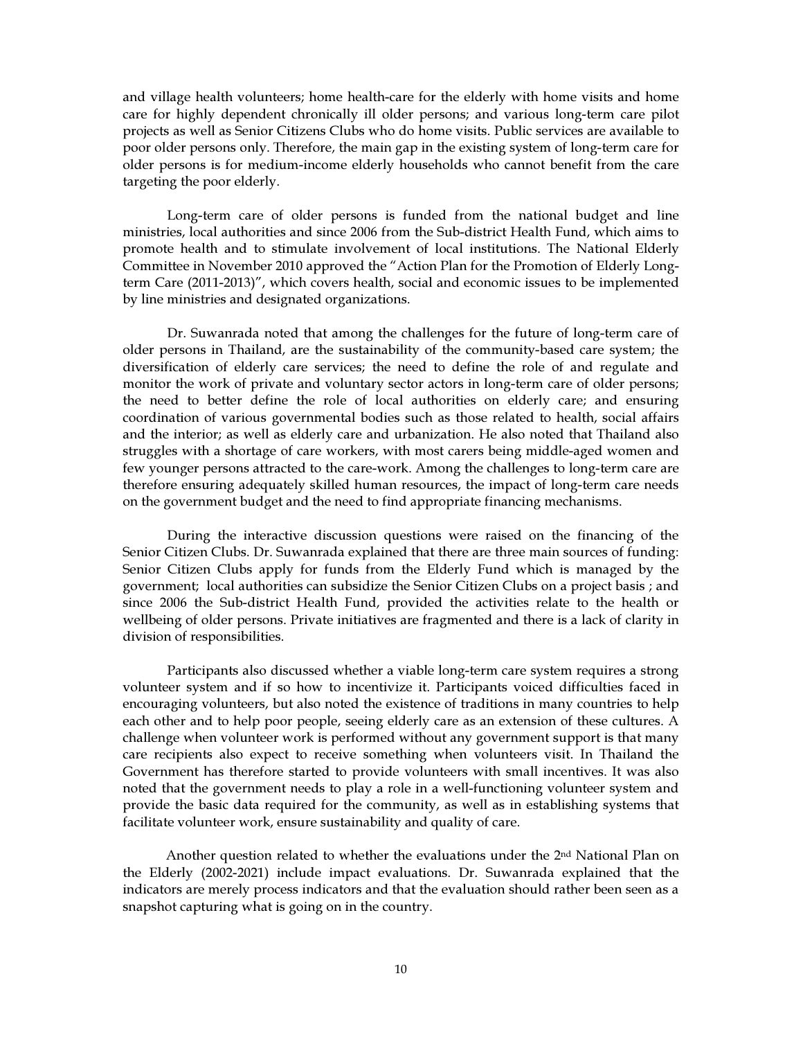and village health volunteers; home health-care for the elderly with home visits and home care for highly dependent chronically ill older persons; and various long-term care pilot projects as well as Senior Citizens Clubs who do home visits. Public services are available to poor older persons only. Therefore, the main gap in the existing system of long-term care for older persons is for medium-income elderly households who cannot benefit from the care targeting the poor elderly.

Long-term care of older persons is funded from the national budget and line ministries, local authorities and since 2006 from the Sub-district Health Fund, which aims to promote health and to stimulate involvement of local institutions. The National Elderly Committee in November 2010 approved the "Action Plan for the Promotion of Elderly Long-term Care (2011-2013)", which covers health, social and economic issues to be implemented by line ministries and designated organizations.

Dr. Suwanrada noted that among the challenges for the future of long-term care of older persons in Thailand, are the sustainability of the community-based care system; the diversification of elderly care services; the need to define the role of and regulate and monitor the work of private and voluntary sector actors in long-term care of older persons; the need to better define the role of local authorities on elderly care; and ensuring coordination of various governmental bodies such as those related to health, social affairs and the interior; as well as elderly care and urbanization. He also noted that Thailand also struggles with a shortage of care workers, with most carers being middle-aged women and few younger persons attracted to the care-work. Among the challenges to long-term care are therefore ensuring adequately skilled human resources, the impact of long-term care needs on the government budget and the need to find appropriate financing mechanisms.

During the interactive discussion questions were raised on the financing of the Senior Citizen Clubs. Dr. Suwanrada explained that there are three main sources of funding: Senior Citizen Clubs apply for funds from the Elderly Fund which is managed by the government; local authorities can subsidize the Senior Citizen Clubs on a project basis ; and since 2006 the Sub-district Health Fund, provided the activities relate to the health or wellbeing of older persons. Private initiatives are fragmented and there is a lack of clarity in division of responsibilities.

Participants also discussed whether a viable long-term care system requires a strong volunteer system and if so how to incentivize it. Participants voiced difficulties faced in encouraging volunteers, but also noted the existence of traditions in many countries to help each other and to help poor people, seeing elderly care as an extension of these cultures. A challenge when volunteer work is performed without any government support is that many care recipients also expect to receive something when volunteers visit. In Thailand the Government has therefore started to provide volunteers with small incentives. It was also noted that the government needs to play a role in a well-functioning volunteer system and provide the basic data required for the community, as well as in establishing systems that facilitate volunteer work, ensure sustainability and quality of care.

Another question related to whether the evaluations under the 2nd National Plan on the Elderly (2002-2021) include impact evaluations. Dr. Suwanrada explained that the indicators are merely process indicators and that the evaluation should rather been seen as a snapshot capturing what is going on in the country.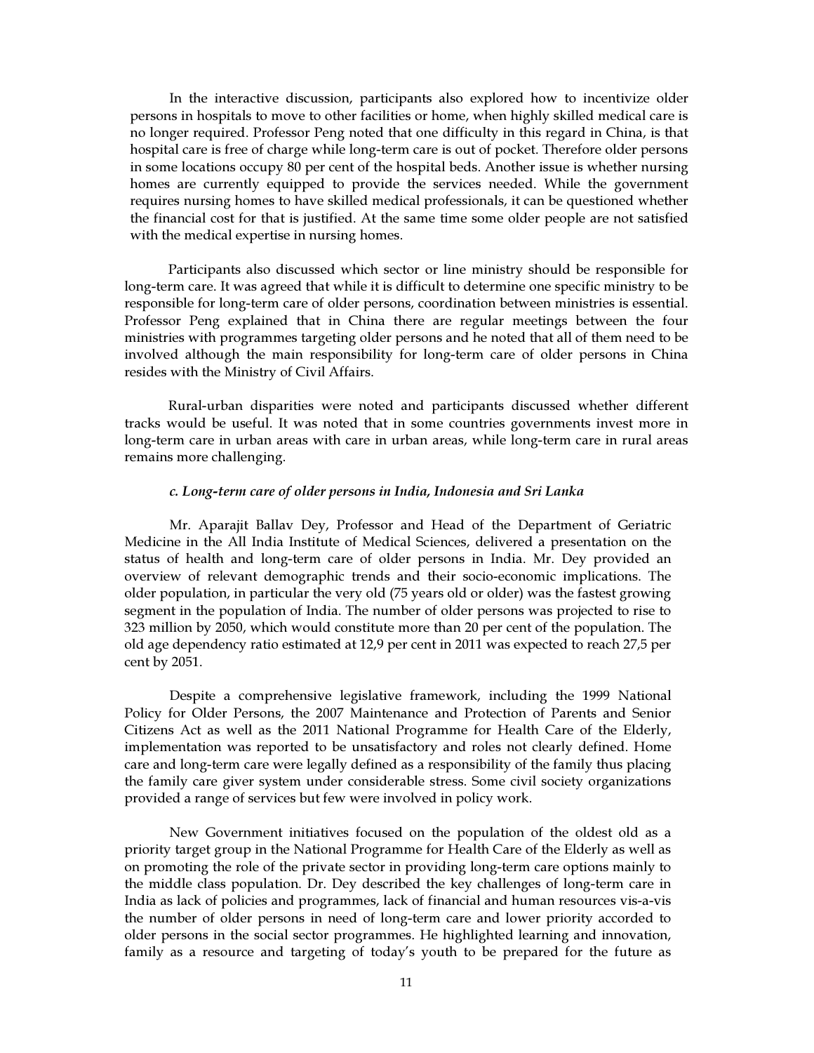In the interactive discussion, participants also explored how to incentivize older persons in hospitals to move to other facilities or home, when highly skilled medical care is no longer required. Professor Peng noted that one difficulty in this regard in China, is that hospital care is free of charge while long-term care is out of pocket. Therefore older persons in some locations occupy 80 per cent of the hospital beds. Another issue is whether nursing homes are currently equipped to provide the services needed. While the government requires nursing homes to have skilled medical professionals, it can be questioned whether the financial cost for that is justified. At the same time some older people are not satisfied with the medical expertise in nursing homes.

Participants also discussed which sector or line ministry should be responsible for long-term care. It was agreed that while it is difficult to determine one specific ministry to be responsible for long-term care of older persons, coordination between ministries is essential. Professor Peng explained that in China there are regular meetings between the four ministries with programmes targeting older persons and he noted that all of them need to be involved although the main responsibility for long-term care of older persons in China resides with the Ministry of Civil Affairs.

Rural-urban disparities were noted and participants discussed whether different tracks would be useful. It was noted that in some countries governments invest more in long-term care in urban areas with care in urban areas, while long-term care in rural areas remains more challenging.

### *c. Long-term care of older persons in India, Indonesia and Sri Lanka*

Mr. Aparajit Ballav Dey, Professor and Head of the Department of Geriatric Medicine in the All India Institute of Medical Sciences, delivered a presentation on the status of health and long-term care of older persons in India. Mr. Dey provided an overview of relevant demographic trends and their socio-economic implications. The older population, in particular the very old (75 years old or older) was the fastest growing segment in the population of India. The number of older persons was projected to rise to 323 million by 2050, which would constitute more than 20 per cent of the population. The old age dependency ratio estimated at 12,9 per cent in 2011 was expected to reach 27,5 per cent by 2051.

Despite a comprehensive legislative framework, including the 1999 National Policy for Older Persons, the 2007 Maintenance and Protection of Parents and Senior Citizens Act as well as the 2011 National Programme for Health Care of the Elderly, implementation was reported to be unsatisfactory and roles not clearly defined. Home care and long-term care were legally defined as a responsibility of the family thus placing the family care giver system under considerable stress. Some civil society organizations provided a range of services but few were involved in policy work.

New Government initiatives focused on the population of the oldest old as a priority target group in the National Programme for Health Care of the Elderly as well as on promoting the role of the private sector in providing long-term care options mainly to the middle class population. Dr. Dey described the key challenges of long-term care in India as lack of policies and programmes, lack of financial and human resources vis-a-vis the number of older persons in need of long-term care and lower priority accorded to older persons in the social sector programmes. He highlighted learning and innovation, family as a resource and targeting of today's youth to be prepared for the future as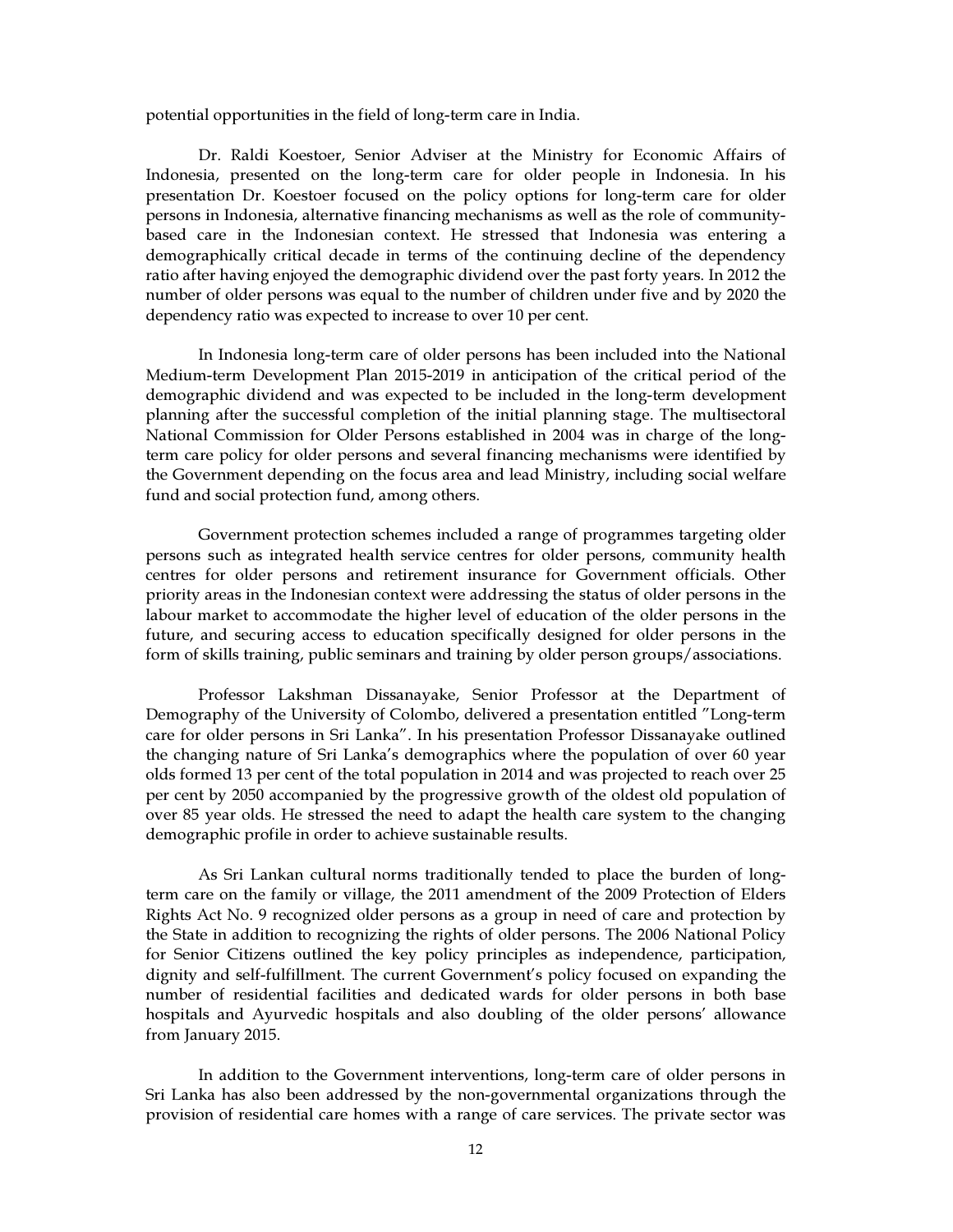potential opportunities in the field of long-term care in India.

Dr. Raldi Koestoer, Senior Adviser at the Ministry for Economic Affairs of Indonesia, presented on the long-term care for older people in Indonesia. In his presentation Dr. Koestoer focused on the policy options for long-term care for older persons in Indonesia, alternative financing mechanisms as well as the role of community-based care in the Indonesian context. He stressed that Indonesia was entering a demographically critical decade in terms of the continuing decline of the dependency ratio after having enjoyed the demographic dividend over the past forty years. In 2012 the number of older persons was equal to the number of children under five and by 2020 the dependency ratio was expected to increase to over 10 per cent.

In Indonesia long-term care of older persons has been included into the National Medium-term Development Plan 2015-2019 in anticipation of the critical period of the demographic dividend and was expected to be included in the long-term development planning after the successful completion of the initial planning stage. The multisectoral National Commission for Older Persons established in 2004 was in charge of the long-term care policy for older persons and several financing mechanisms were identified by the Government depending on the focus area and lead Ministry, including social welfare fund and social protection fund, among others.

Government protection schemes included a range of programmes targeting older persons such as integrated health service centres for older persons, community health centres for older persons and retirement insurance for Government officials. Other priority areas in the Indonesian context were addressing the status of older persons in the labour market to accommodate the higher level of education of the older persons in the future, and securing access to education specifically designed for older persons in the form of skills training, public seminars and training by older person groups/associations.

Professor Lakshman Dissanayake, Senior Professor at the Department of Demography of the University of Colombo, delivered a presentation entitled "Long-term care for older persons in Sri Lanka". In his presentation Professor Dissanayake outlined the changing nature of Sri Lanka's demographics where the population of over 60 year olds formed 13 per cent of the total population in 2014 and was projected to reach over 25 per cent by 2050 accompanied by the progressive growth of the oldest old population of over 85 year olds. He stressed the need to adapt the health care system to the changing demographic profile in order to achieve sustainable results.

As Sri Lankan cultural norms traditionally tended to place the burden of long-term care on the family or village, the 2011 amendment of the 2009 Protection of Elders Rights Act No. 9 recognized older persons as a group in need of care and protection by the State in addition to recognizing the rights of older persons. The 2006 National Policy for Senior Citizens outlined the key policy principles as independence, participation, dignity and self-fulfillment. The current Government's policy focused on expanding the number of residential facilities and dedicated wards for older persons in both base hospitals and Ayurvedic hospitals and also doubling of the older persons' allowance from January 2015.

In addition to the Government interventions, long-term care of older persons in Sri Lanka has also been addressed by the non-governmental organizations through the provision of residential care homes with a range of care services. The private sector was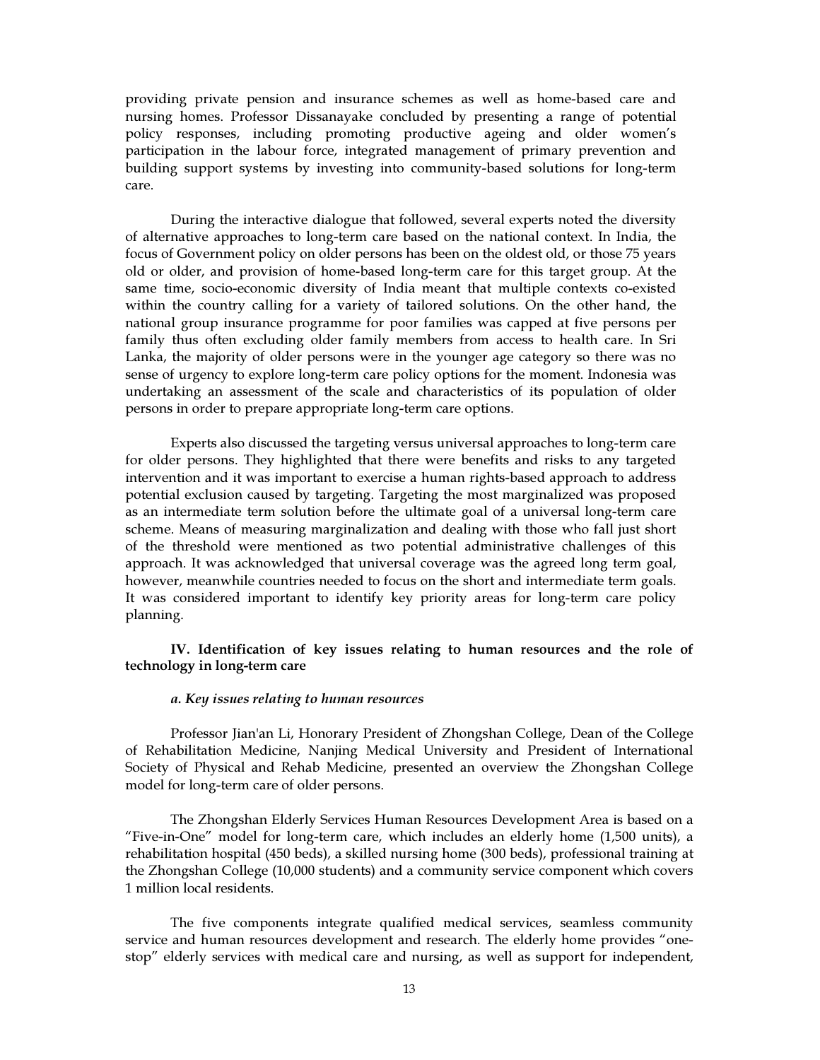providing private pension and insurance schemes as well as home-based care and nursing homes. Professor Dissanayake concluded by presenting a range of potential policy responses, including promoting productive ageing and older women's participation in the labour force, integrated management of primary prevention and building support systems by investing into community-based solutions for long-term care.

During the interactive dialogue that followed, several experts noted the diversity of alternative approaches to long-term care based on the national context. In India, the focus of Government policy on older persons has been on the oldest old, or those 75 years old or older, and provision of home-based long-term care for this target group. At the same time, socio-economic diversity of India meant that multiple contexts co-existed within the country calling for a variety of tailored solutions. On the other hand, the national group insurance programme for poor families was capped at five persons per family thus often excluding older family members from access to health care. In Sri Lanka, the majority of older persons were in the younger age category so there was no sense of urgency to explore long-term care policy options for the moment. Indonesia was undertaking an assessment of the scale and characteristics of its population of older persons in order to prepare appropriate long-term care options.

Experts also discussed the targeting versus universal approaches to long-term care for older persons. They highlighted that there were benefits and risks to any targeted intervention and it was important to exercise a human rights-based approach to address potential exclusion caused by targeting. Targeting the most marginalized was proposed as an intermediate term solution before the ultimate goal of a universal long-term care scheme. Means of measuring marginalization and dealing with those who fall just short of the threshold were mentioned as two potential administrative challenges of this approach. It was acknowledged that universal coverage was the agreed long term goal, however, meanwhile countries needed to focus on the short and intermediate term goals. It was considered important to identify key priority areas for long-term care policy planning.

## IV. Identification of key issues relating to human resources and the role of technology in long-term care

### *a. Key issues relating to human resources*

Professor Jian'an Li, Honorary President of Zhongshan College, Dean of the College of Rehabilitation Medicine, Nanjing Medical University and President of International Society of Physical and Rehab Medicine, presented an overview the Zhongshan College model for long-term care of older persons.

The Zhongshan Elderly Services Human Resources Development Area is based on a "Five-in-One" model for long-term care, which includes an elderly home (1,500 units), a rehabilitation hospital (450 beds), a skilled nursing home (300 beds), professional training at the Zhongshan College (10,000 students) and a community service component which covers 1 million local residents.

The five components integrate qualified medical services, seamless community service and human resources development and research. The elderly home provides "one-stop" elderly services with medical care and nursing, as well as support for independent,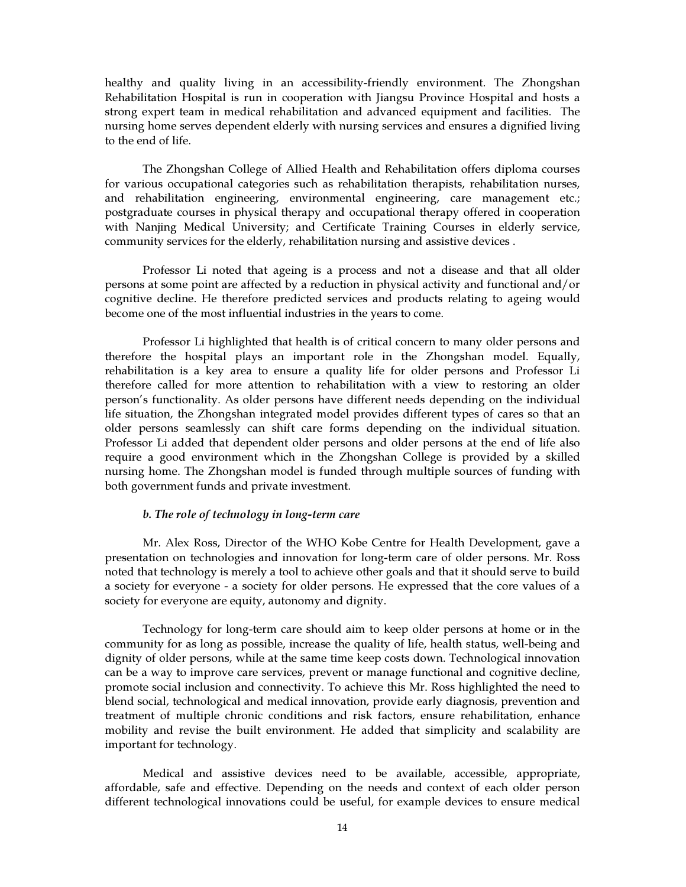healthy and quality living in an accessibility-friendly environment. The Zhongshan Rehabilitation Hospital is run in cooperation with Jiangsu Province Hospital and hosts a strong expert team in medical rehabilitation and advanced equipment and facilities. The nursing home serves dependent elderly with nursing services and ensures a dignified living to the end of life.

The Zhongshan College of Allied Health and Rehabilitation offers diploma courses for various occupational categories such as rehabilitation therapists, rehabilitation nurses, and rehabilitation engineering, environmental engineering, care management etc.; postgraduate courses in physical therapy and occupational therapy offered in cooperation with Nanjing Medical University; and Certificate Training Courses in elderly service, community services for the elderly, rehabilitation nursing and assistive devices .

Professor Li noted that ageing is a process and not a disease and that all older persons at some point are affected by a reduction in physical activity and functional and/or cognitive decline. He therefore predicted services and products relating to ageing would become one of the most influential industries in the years to come.

Professor Li highlighted that health is of critical concern to many older persons and therefore the hospital plays an important role in the Zhongshan model. Equally, rehabilitation is a key area to ensure a quality life for older persons and Professor Li therefore called for more attention to rehabilitation with a view to restoring an older person's functionality. As older persons have different needs depending on the individual life situation, the Zhongshan integrated model provides different types of cares so that an older persons seamlessly can shift care forms depending on the individual situation. Professor Li added that dependent older persons and older persons at the end of life also require a good environment which in the Zhongshan College is provided by a skilled nursing home. The Zhongshan model is funded through multiple sources of funding with both government funds and private investment.

***b. The role of technology in long-term care***

Mr. Alex Ross, Director of the WHO Kobe Centre for Health Development, gave a presentation on technologies and innovation for long-term care of older persons. Mr. Ross noted that technology is merely a tool to achieve other goals and that it should serve to build a society for everyone - a society for older persons. He expressed that the core values of a society for everyone are equity, autonomy and dignity.

Technology for long-term care should aim to keep older persons at home or in the community for as long as possible, increase the quality of life, health status, well-being and dignity of older persons, while at the same time keep costs down. Technological innovation can be a way to improve care services, prevent or manage functional and cognitive decline, promote social inclusion and connectivity. To achieve this Mr. Ross highlighted the need to blend social, technological and medical innovation, provide early diagnosis, prevention and treatment of multiple chronic conditions and risk factors, ensure rehabilitation, enhance mobility and revise the built environment. He added that simplicity and scalability are important for technology.

Medical and assistive devices need to be available, accessible, appropriate, affordable, safe and effective. Depending on the needs and context of each older person different technological innovations could be useful, for example devices to ensure medical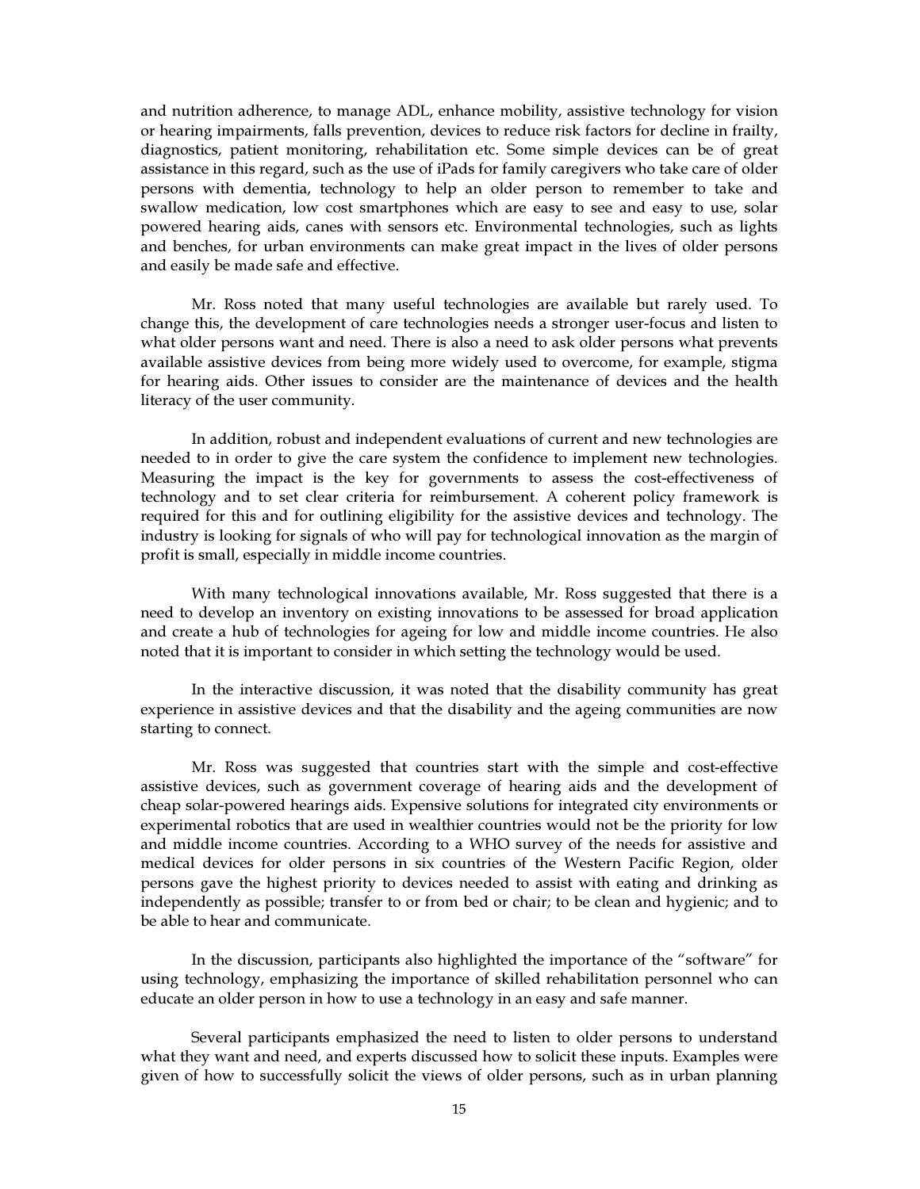and nutrition adherence, to manage ADL, enhance mobility, assistive technology for vision or hearing impairments, falls prevention, devices to reduce risk factors for decline in frailty, diagnostics, patient monitoring, rehabilitation etc. Some simple devices can be of great assistance in this regard, such as the use of iPads for family caregivers who take care of older persons with dementia, technology to help an older person to remember to take and swallow medication, low cost smartphones which are easy to see and easy to use, solar powered hearing aids, canes with sensors etc. Environmental technologies, such as lights and benches, for urban environments can make great impact in the lives of older persons and easily be made safe and effective.

Mr. Ross noted that many useful technologies are available but rarely used. To change this, the development of care technologies needs a stronger user-focus and listen to what older persons want and need. There is also a need to ask older persons what prevents available assistive devices from being more widely used to overcome, for example, stigma for hearing aids. Other issues to consider are the maintenance of devices and the health literacy of the user community.

In addition, robust and independent evaluations of current and new technologies are needed to in order to give the care system the confidence to implement new technologies. Measuring the impact is the key for governments to assess the cost-effectiveness of technology and to set clear criteria for reimbursement. A coherent policy framework is required for this and for outlining eligibility for the assistive devices and technology. The industry is looking for signals of who will pay for technological innovation as the margin of profit is small, especially in middle income countries.

With many technological innovations available, Mr. Ross suggested that there is a need to develop an inventory on existing innovations to be assessed for broad application and create a hub of technologies for ageing for low and middle income countries. He also noted that it is important to consider in which setting the technology would be used.

In the interactive discussion, it was noted that the disability community has great experience in assistive devices and that the disability and the ageing communities are now starting to connect.

Mr. Ross was suggested that countries start with the simple and cost-effective assistive devices, such as government coverage of hearing aids and the development of cheap solar-powered hearings aids. Expensive solutions for integrated city environments or experimental robotics that are used in wealthier countries would not be the priority for low and middle income countries. According to a WHO survey of the needs for assistive and medical devices for older persons in six countries of the Western Pacific Region, older persons gave the highest priority to devices needed to assist with eating and drinking as independently as possible; transfer to or from bed or chair; to be clean and hygienic; and to be able to hear and communicate.

In the discussion, participants also highlighted the importance of the "software" for using technology, emphasizing the importance of skilled rehabilitation personnel who can educate an older person in how to use a technology in an easy and safe manner.

Several participants emphasized the need to listen to older persons to understand what they want and need, and experts discussed how to solicit these inputs. Examples were given of how to successfully solicit the views of older persons, such as in urban planning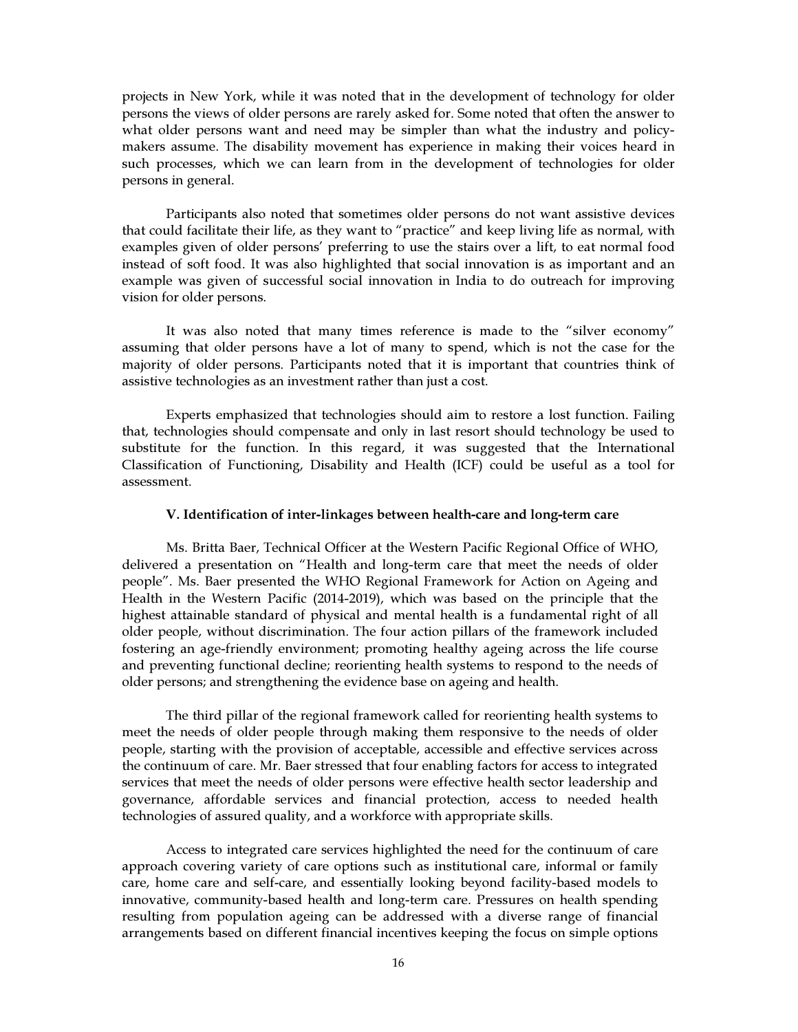projects in New York, while it was noted that in the development of technology for older persons the views of older persons are rarely asked for. Some noted that often the answer to what older persons want and need may be simpler than what the industry and policy-makers assume. The disability movement has experience in making their voices heard in such processes, which we can learn from in the development of technologies for older persons in general.

Participants also noted that sometimes older persons do not want assistive devices that could facilitate their life, as they want to "practice" and keep living life as normal, with examples given of older persons' preferring to use the stairs over a lift, to eat normal food instead of soft food. It was also highlighted that social innovation is as important and an example was given of successful social innovation in India to do outreach for improving vision for older persons.

It was also noted that many times reference is made to the "silver economy" assuming that older persons have a lot of many to spend, which is not the case for the majority of older persons. Participants noted that it is important that countries think of assistive technologies as an investment rather than just a cost.

Experts emphasized that technologies should aim to restore a lost function. Failing that, technologies should compensate and only in last resort should technology be used to substitute for the function. In this regard, it was suggested that the International Classification of Functioning, Disability and Health (ICF) could be useful as a tool for assessment.

### V. Identification of inter-linkages between health-care and long-term care

Ms. Britta Baer, Technical Officer at the Western Pacific Regional Office of WHO, delivered a presentation on "Health and long-term care that meet the needs of older people". Ms. Baer presented the WHO Regional Framework for Action on Ageing and Health in the Western Pacific (2014-2019), which was based on the principle that the highest attainable standard of physical and mental health is a fundamental right of all older people, without discrimination. The four action pillars of the framework included fostering an age-friendly environment; promoting healthy ageing across the life course and preventing functional decline; reorienting health systems to respond to the needs of older persons; and strengthening the evidence base on ageing and health.

The third pillar of the regional framework called for reorienting health systems to meet the needs of older people through making them responsive to the needs of older people, starting with the provision of acceptable, accessible and effective services across the continuum of care. Mr. Baer stressed that four enabling factors for access to integrated services that meet the needs of older persons were effective health sector leadership and governance, affordable services and financial protection, access to needed health technologies of assured quality, and a workforce with appropriate skills.

Access to integrated care services highlighted the need for the continuum of care approach covering variety of care options such as institutional care, informal or family care, home care and self-care, and essentially looking beyond facility-based models to innovative, community-based health and long-term care. Pressures on health spending resulting from population ageing can be addressed with a diverse range of financial arrangements based on different financial incentives keeping the focus on simple options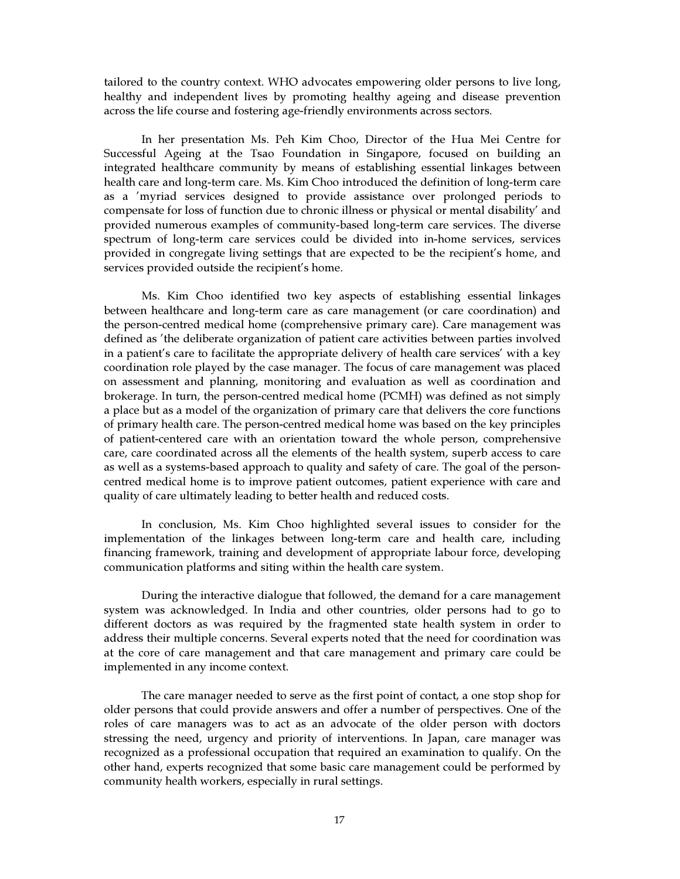tailored to the country context. WHO advocates empowering older persons to live long, healthy and independent lives by promoting healthy ageing and disease prevention across the life course and fostering age-friendly environments across sectors.

In her presentation Ms. Peh Kim Choo, Director of the Hua Mei Centre for Successful Ageing at the Tsao Foundation in Singapore, focused on building an integrated healthcare community by means of establishing essential linkages between health care and long-term care. Ms. Kim Choo introduced the definition of long-term care as a 'myriad services designed to provide assistance over prolonged periods to compensate for loss of function due to chronic illness or physical or mental disability' and provided numerous examples of community-based long-term care services. The diverse spectrum of long-term care services could be divided into in-home services, services provided in congregate living settings that are expected to be the recipient's home, and services provided outside the recipient's home.

Ms. Kim Choo identified two key aspects of establishing essential linkages between healthcare and long-term care as care management (or care coordination) and the person-centred medical home (comprehensive primary care). Care management was defined as 'the deliberate organization of patient care activities between parties involved in a patient's care to facilitate the appropriate delivery of health care services' with a key coordination role played by the case manager. The focus of care management was placed on assessment and planning, monitoring and evaluation as well as coordination and brokerage. In turn, the person-centred medical home (PCMH) was defined as not simply a place but as a model of the organization of primary care that delivers the core functions of primary health care. The person-centred medical home was based on the key principles of patient-centered care with an orientation toward the whole person, comprehensive care, care coordinated across all the elements of the health system, superb access to care as well as a systems-based approach to quality and safety of care. The goal of the person-centred medical home is to improve patient outcomes, patient experience with care and quality of care ultimately leading to better health and reduced costs.

In conclusion, Ms. Kim Choo highlighted several issues to consider for the implementation of the linkages between long-term care and health care, including financing framework, training and development of appropriate labour force, developing communication platforms and siting within the health care system.

During the interactive dialogue that followed, the demand for a care management system was acknowledged. In India and other countries, older persons had to go to different doctors as was required by the fragmented state health system in order to address their multiple concerns. Several experts noted that the need for coordination was at the core of care management and that care management and primary care could be implemented in any income context.

The care manager needed to serve as the first point of contact, a one stop shop for older persons that could provide answers and offer a number of perspectives. One of the roles of care managers was to act as an advocate of the older person with doctors stressing the need, urgency and priority of interventions. In Japan, care manager was recognized as a professional occupation that required an examination to qualify. On the other hand, experts recognized that some basic care management could be performed by community health workers, especially in rural settings.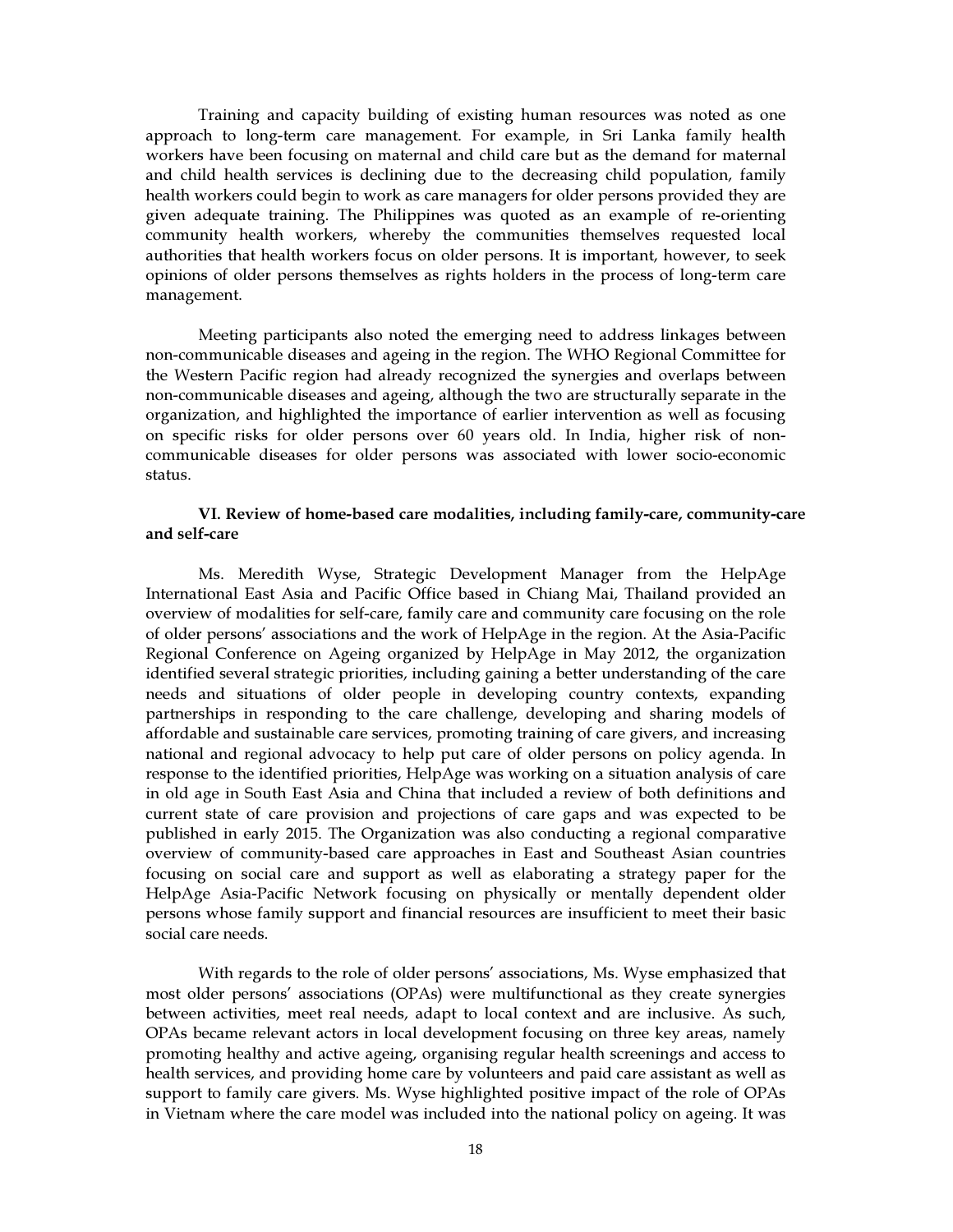Training and capacity building of existing human resources was noted as one approach to long-term care management. For example, in Sri Lanka family health workers have been focusing on maternal and child care but as the demand for maternal and child health services is declining due to the decreasing child population, family health workers could begin to work as care managers for older persons provided they are given adequate training. The Philippines was quoted as an example of re-orienting community health workers, whereby the communities themselves requested local authorities that health workers focus on older persons. It is important, however, to seek opinions of older persons themselves as rights holders in the process of long-term care management.

Meeting participants also noted the emerging need to address linkages between non-communicable diseases and ageing in the region. The WHO Regional Committee for the Western Pacific region had already recognized the synergies and overlaps between non-communicable diseases and ageing, although the two are structurally separate in the organization, and highlighted the importance of earlier intervention as well as focusing on specific risks for older persons over 60 years old. In India, higher risk of non-communicable diseases for older persons was associated with lower socio-economic status.

## VI. Review of home-based care modalities, including family-care, community-care and self-care

Ms. Meredith Wyse, Strategic Development Manager from the HelpAge International East Asia and Pacific Office based in Chiang Mai, Thailand provided an overview of modalities for self-care, family care and community care focusing on the role of older persons' associations and the work of HelpAge in the region. At the Asia-Pacific Regional Conference on Ageing organized by HelpAge in May 2012, the organization identified several strategic priorities, including gaining a better understanding of the care needs and situations of older people in developing country contexts, expanding partnerships in responding to the care challenge, developing and sharing models of affordable and sustainable care services, promoting training of care givers, and increasing national and regional advocacy to help put care of older persons on policy agenda. In response to the identified priorities, HelpAge was working on a situation analysis of care in old age in South East Asia and China that included a review of both definitions and current state of care provision and projections of care gaps and was expected to be published in early 2015. The Organization was also conducting a regional comparative overview of community-based care approaches in East and Southeast Asian countries focusing on social care and support as well as elaborating a strategy paper for the HelpAge Asia-Pacific Network focusing on physically or mentally dependent older persons whose family support and financial resources are insufficient to meet their basic social care needs.

With regards to the role of older persons' associations, Ms. Wyse emphasized that most older persons' associations (OPAs) were multifunctional as they create synergies between activities, meet real needs, adapt to local context and are inclusive. As such, OPAs became relevant actors in local development focusing on three key areas, namely promoting healthy and active ageing, organising regular health screenings and access to health services, and providing home care by volunteers and paid care assistant as well as support to family care givers. Ms. Wyse highlighted positive impact of the role of OPAs in Vietnam where the care model was included into the national policy on ageing. It was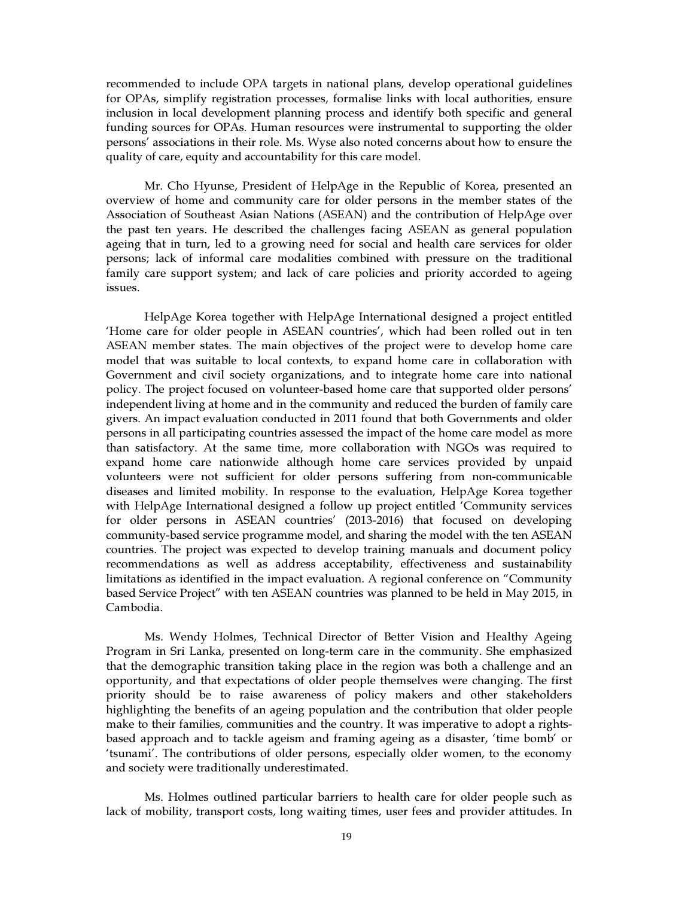recommended to include OPA targets in national plans, develop operational guidelines for OPAs, simplify registration processes, formalise links with local authorities, ensure inclusion in local development planning process and identify both specific and general funding sources for OPAs. Human resources were instrumental to supporting the older persons' associations in their role. Ms. Wyse also noted concerns about how to ensure the quality of care, equity and accountability for this care model.

Mr. Cho Hyunse, President of HelpAge in the Republic of Korea, presented an overview of home and community care for older persons in the member states of the Association of Southeast Asian Nations (ASEAN) and the contribution of HelpAge over the past ten years. He described the challenges facing ASEAN as general population ageing that in turn, led to a growing need for social and health care services for older persons; lack of informal care modalities combined with pressure on the traditional family care support system; and lack of care policies and priority accorded to ageing issues.

HelpAge Korea together with HelpAge International designed a project entitled 'Home care for older people in ASEAN countries', which had been rolled out in ten ASEAN member states. The main objectives of the project were to develop home care model that was suitable to local contexts, to expand home care in collaboration with Government and civil society organizations, and to integrate home care into national policy. The project focused on volunteer-based home care that supported older persons' independent living at home and in the community and reduced the burden of family care givers. An impact evaluation conducted in 2011 found that both Governments and older persons in all participating countries assessed the impact of the home care model as more than satisfactory. At the same time, more collaboration with NGOs was required to expand home care nationwide although home care services provided by unpaid volunteers were not sufficient for older persons suffering from non-communicable diseases and limited mobility. In response to the evaluation, HelpAge Korea together with HelpAge International designed a follow up project entitled 'Community services for older persons in ASEAN countries' (2013-2016) that focused on developing community-based service programme model, and sharing the model with the ten ASEAN countries. The project was expected to develop training manuals and document policy recommendations as well as address acceptability, effectiveness and sustainability limitations as identified in the impact evaluation. A regional conference on "Community based Service Project" with ten ASEAN countries was planned to be held in May 2015, in Cambodia.

Ms. Wendy Holmes, Technical Director of Better Vision and Healthy Ageing Program in Sri Lanka, presented on long-term care in the community. She emphasized that the demographic transition taking place in the region was both a challenge and an opportunity, and that expectations of older people themselves were changing. The first priority should be to raise awareness of policy makers and other stakeholders highlighting the benefits of an ageing population and the contribution that older people make to their families, communities and the country. It was imperative to adopt a rights-based approach and to tackle ageism and framing ageing as a disaster, 'time bomb' or 'tsunami'. The contributions of older persons, especially older women, to the economy and society were traditionally underestimated.

Ms. Holmes outlined particular barriers to health care for older people such as lack of mobility, transport costs, long waiting times, user fees and provider attitudes. In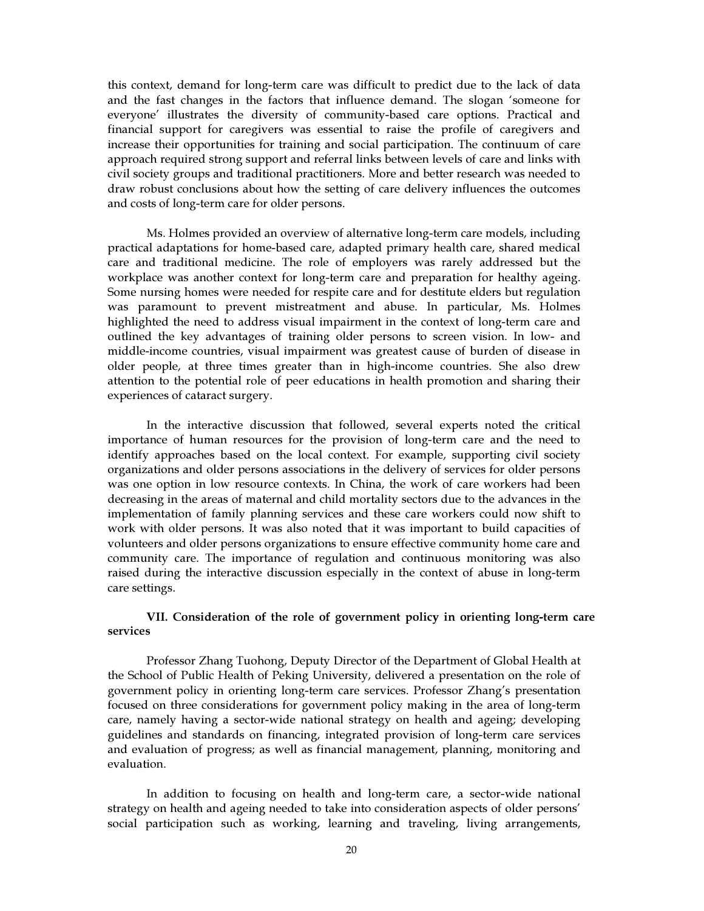this context, demand for long-term care was difficult to predict due to the lack of data and the fast changes in the factors that influence demand. The slogan 'someone for everyone' illustrates the diversity of community-based care options. Practical and financial support for caregivers was essential to raise the profile of caregivers and increase their opportunities for training and social participation. The continuum of care approach required strong support and referral links between levels of care and links with civil society groups and traditional practitioners. More and better research was needed to draw robust conclusions about how the setting of care delivery influences the outcomes and costs of long-term care for older persons.

Ms. Holmes provided an overview of alternative long-term care models, including practical adaptations for home-based care, adapted primary health care, shared medical care and traditional medicine. The role of employers was rarely addressed but the workplace was another context for long-term care and preparation for healthy ageing. Some nursing homes were needed for respite care and for destitute elders but regulation was paramount to prevent mistreatment and abuse. In particular, Ms. Holmes highlighted the need to address visual impairment in the context of long-term care and outlined the key advantages of training older persons to screen vision. In low- and middle-income countries, visual impairment was greatest cause of burden of disease in older people, at three times greater than in high-income countries. She also drew attention to the potential role of peer educations in health promotion and sharing their experiences of cataract surgery.

In the interactive discussion that followed, several experts noted the critical importance of human resources for the provision of long-term care and the need to identify approaches based on the local context. For example, supporting civil society organizations and older persons associations in the delivery of services for older persons was one option in low resource contexts. In China, the work of care workers had been decreasing in the areas of maternal and child mortality sectors due to the advances in the implementation of family planning services and these care workers could now shift to work with older persons. It was also noted that it was important to build capacities of volunteers and older persons organizations to ensure effective community home care and community care. The importance of regulation and continuous monitoring was also raised during the interactive discussion especially in the context of abuse in long-term care settings.

## VII. Consideration of the role of government policy in orienting long-term care services

Professor Zhang Tuohong, Deputy Director of the Department of Global Health at the School of Public Health of Peking University, delivered a presentation on the role of government policy in orienting long-term care services. Professor Zhang's presentation focused on three considerations for government policy making in the area of long-term care, namely having a sector-wide national strategy on health and ageing; developing guidelines and standards on financing, integrated provision of long-term care services and evaluation of progress; as well as financial management, planning, monitoring and evaluation.

In addition to focusing on health and long-term care, a sector-wide national strategy on health and ageing needed to take into consideration aspects of older persons' social participation such as working, learning and traveling, living arrangements,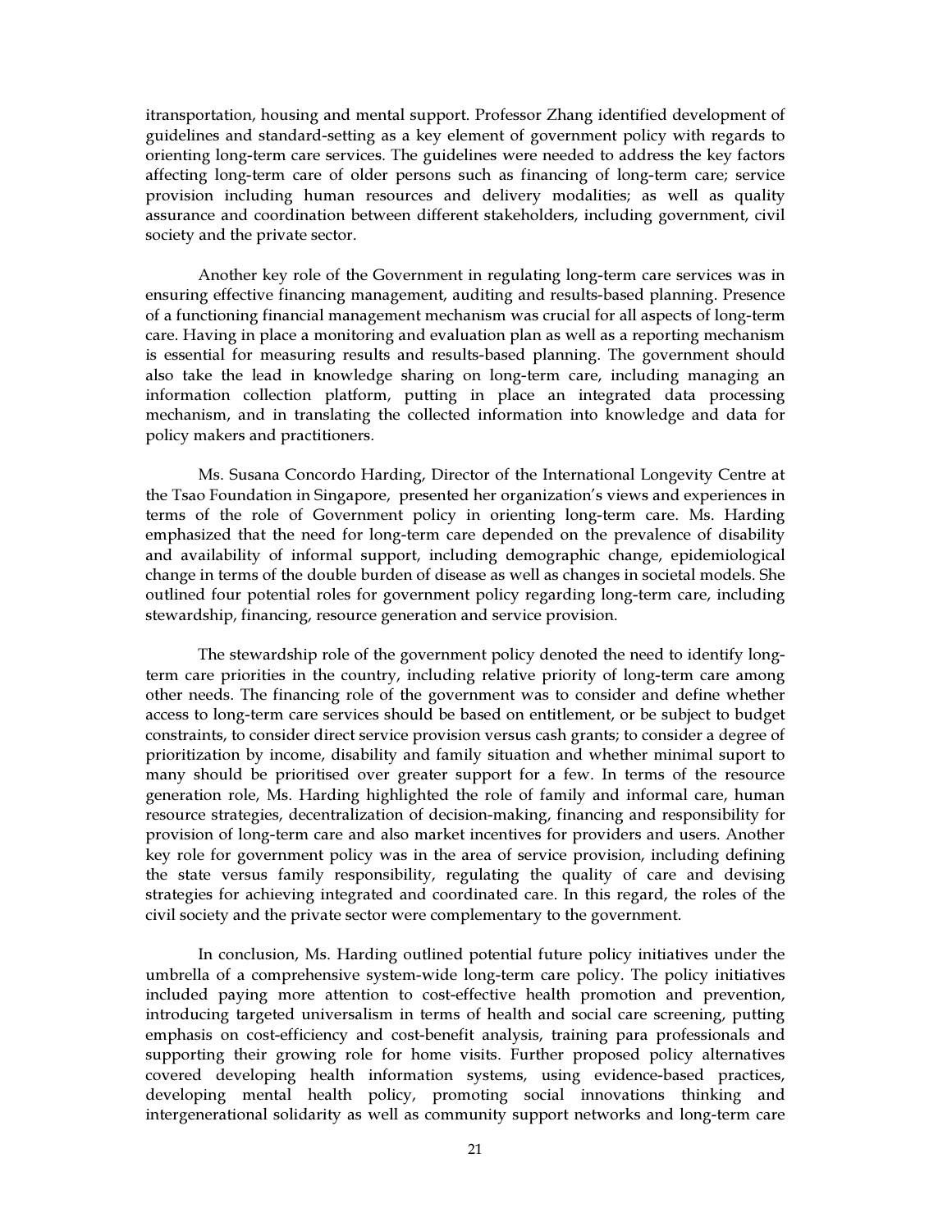itransportation, housing and mental support. Professor Zhang identified development of guidelines and standard-setting as a key element of government policy with regards to orienting long-term care services. The guidelines were needed to address the key factors affecting long-term care of older persons such as financing of long-term care; service provision including human resources and delivery modalities; as well as quality assurance and coordination between different stakeholders, including government, civil society and the private sector.

Another key role of the Government in regulating long-term care services was in ensuring effective financing management, auditing and results-based planning. Presence of a functioning financial management mechanism was crucial for all aspects of long-term care. Having in place a monitoring and evaluation plan as well as a reporting mechanism is essential for measuring results and results-based planning. The government should also take the lead in knowledge sharing on long-term care, including managing an information collection platform, putting in place an integrated data processing mechanism, and in translating the collected information into knowledge and data for policy makers and practitioners.

Ms. Susana Concordo Harding, Director of the International Longevity Centre at the Tsao Foundation in Singapore, presented her organization's views and experiences in terms of the role of Government policy in orienting long-term care. Ms. Harding emphasized that the need for long-term care depended on the prevalence of disability and availability of informal support, including demographic change, epidemiological change in terms of the double burden of disease as well as changes in societal models. She outlined four potential roles for government policy regarding long-term care, including stewardship, financing, resource generation and service provision.

The stewardship role of the government policy denoted the need to identify long-term care priorities in the country, including relative priority of long-term care among other needs. The financing role of the government was to consider and define whether access to long-term care services should be based on entitlement, or be subject to budget constraints, to consider direct service provision versus cash grants; to consider a degree of prioritization by income, disability and family situation and whether minimal suport to many should be prioritised over greater support for a few. In terms of the resource generation role, Ms. Harding highlighted the role of family and informal care, human resource strategies, decentralization of decision-making, financing and responsibility for provision of long-term care and also market incentives for providers and users. Another key role for government policy was in the area of service provision, including defining the state versus family responsibility, regulating the quality of care and devising strategies for achieving integrated and coordinated care. In this regard, the roles of the civil society and the private sector were complementary to the government.

In conclusion, Ms. Harding outlined potential future policy initiatives under the umbrella of a comprehensive system-wide long-term care policy. The policy initiatives included paying more attention to cost-effective health promotion and prevention, introducing targeted universalism in terms of health and social care screening, putting emphasis on cost-efficiency and cost-benefit analysis, training para professionals and supporting their growing role for home visits. Further proposed policy alternatives covered developing health information systems, using evidence-based practices, developing mental health policy, promoting social innovations thinking and intergenerational solidarity as well as community support networks and long-term care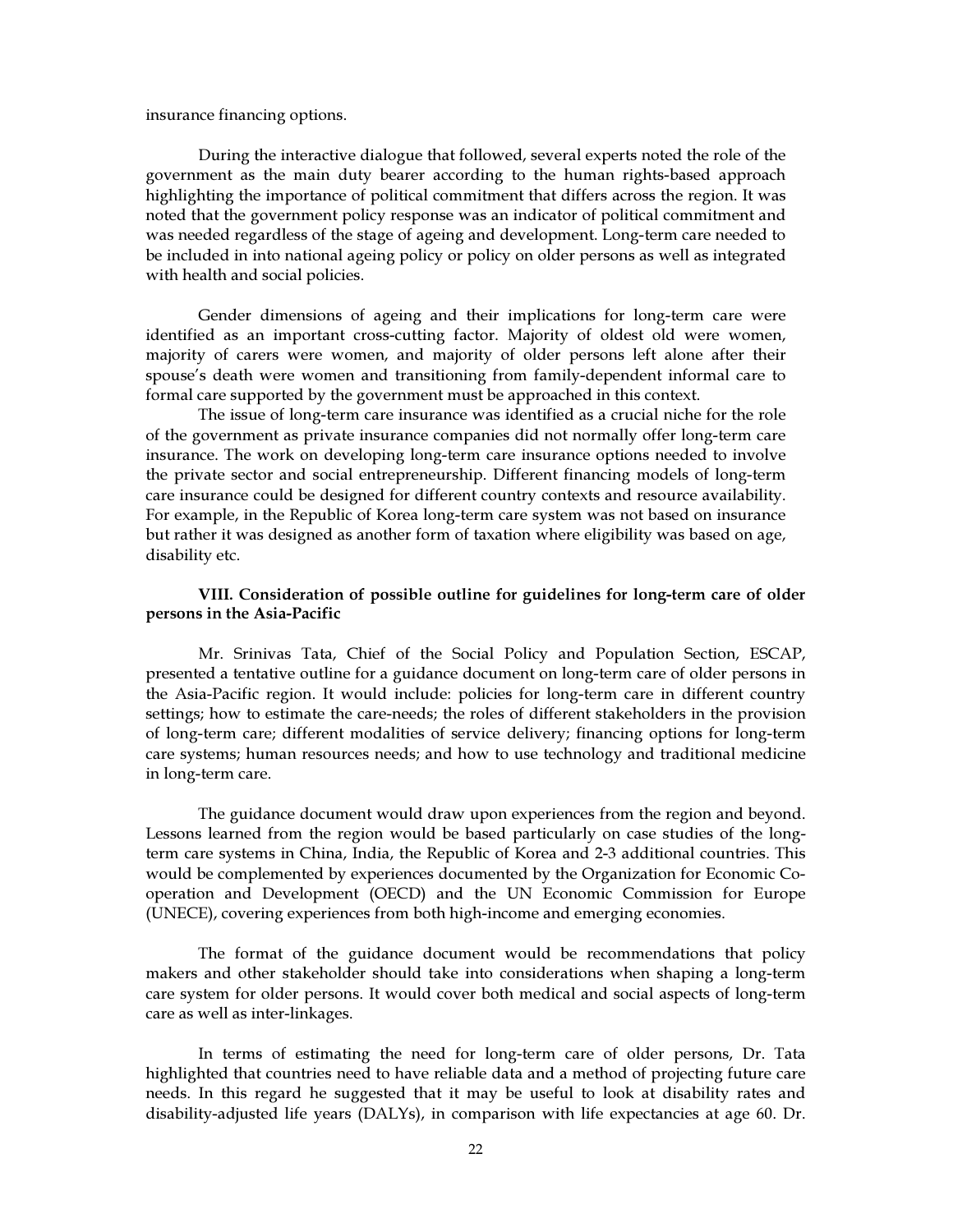insurance financing options.

During the interactive dialogue that followed, several experts noted the role of the government as the main duty bearer according to the human rights-based approach highlighting the importance of political commitment that differs across the region. It was noted that the government policy response was an indicator of political commitment and was needed regardless of the stage of ageing and development. Long-term care needed to be included in into national ageing policy or policy on older persons as well as integrated with health and social policies.

Gender dimensions of ageing and their implications for long-term care were identified as an important cross-cutting factor. Majority of oldest old were women, majority of carers were women, and majority of older persons left alone after their spouse's death were women and transitioning from family-dependent informal care to formal care supported by the government must be approached in this context.

The issue of long-term care insurance was identified as a crucial niche for the role of the government as private insurance companies did not normally offer long-term care insurance. The work on developing long-term care insurance options needed to involve the private sector and social entrepreneurship. Different financing models of long-term care insurance could be designed for different country contexts and resource availability. For example, in the Republic of Korea long-term care system was not based on insurance but rather it was designed as another form of taxation where eligibility was based on age, disability etc.

## VIII. Consideration of possible outline for guidelines for long-term care of older persons in the Asia-Pacific

Mr. Srinivas Tata, Chief of the Social Policy and Population Section, ESCAP, presented a tentative outline for a guidance document on long-term care of older persons in the Asia-Pacific region. It would include: policies for long-term care in different country settings; how to estimate the care-needs; the roles of different stakeholders in the provision of long-term care; different modalities of service delivery; financing options for long-term care systems; human resources needs; and how to use technology and traditional medicine in long-term care.

The guidance document would draw upon experiences from the region and beyond. Lessons learned from the region would be based particularly on case studies of the long-term care systems in China, India, the Republic of Korea and 2-3 additional countries. This would be complemented by experiences documented by the Organization for Economic Co-operation and Development (OECD) and the UN Economic Commission for Europe (UNECE), covering experiences from both high-income and emerging economies.

The format of the guidance document would be recommendations that policy makers and other stakeholder should take into considerations when shaping a long-term care system for older persons. It would cover both medical and social aspects of long-term care as well as inter-linkages.

In terms of estimating the need for long-term care of older persons, Dr. Tata highlighted that countries need to have reliable data and a method of projecting future care needs. In this regard he suggested that it may be useful to look at disability rates and disability-adjusted life years (DALYs), in comparison with life expectancies at age 60. Dr.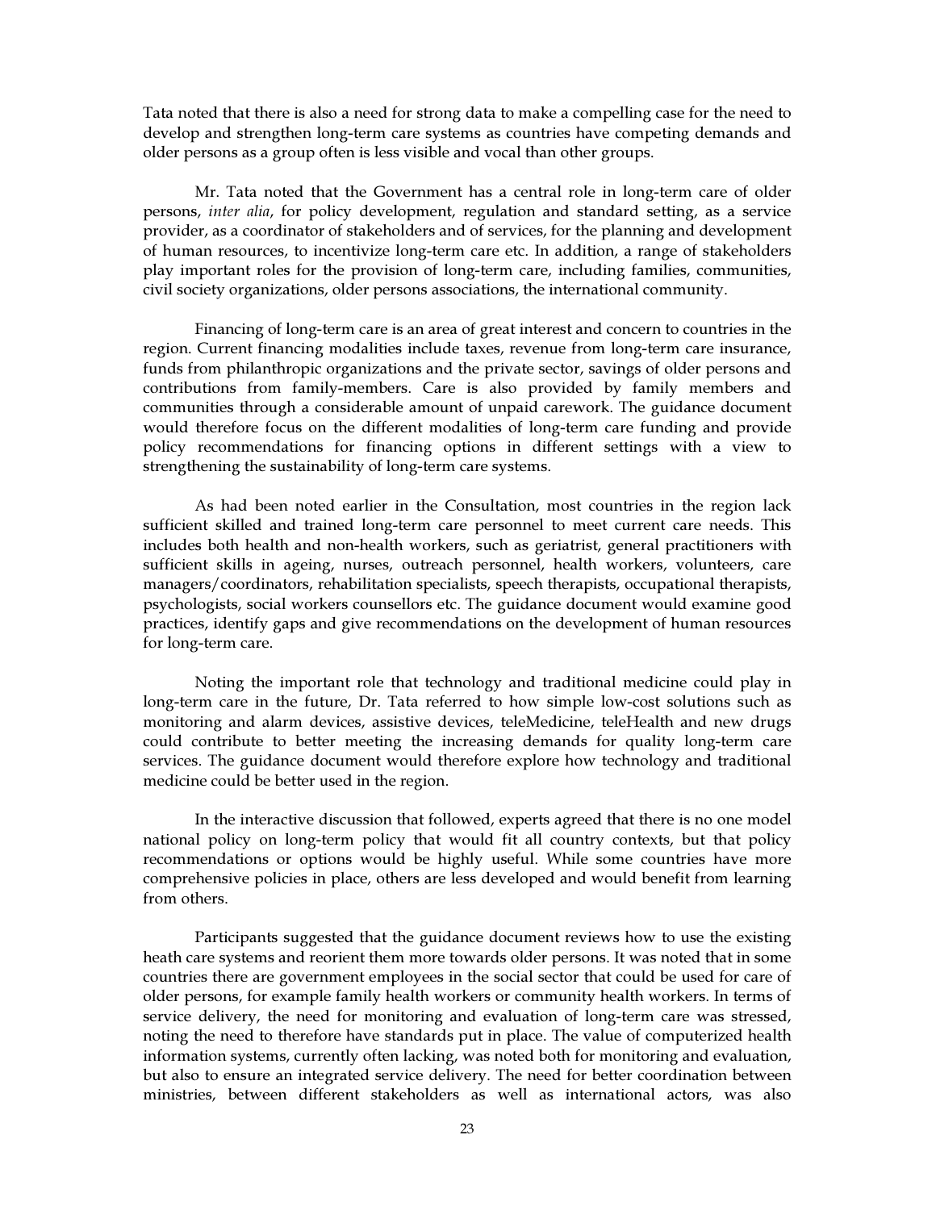Tata noted that there is also a need for strong data to make a compelling case for the need to develop and strengthen long-term care systems as countries have competing demands and older persons as a group often is less visible and vocal than other groups.

Mr. Tata noted that the Government has a central role in long-term care of older persons, *inter alia*, for policy development, regulation and standard setting, as a service provider, as a coordinator of stakeholders and of services, for the planning and development of human resources, to incentivize long-term care etc. In addition, a range of stakeholders play important roles for the provision of long-term care, including families, communities, civil society organizations, older persons associations, the international community.

Financing of long-term care is an area of great interest and concern to countries in the region. Current financing modalities include taxes, revenue from long-term care insurance, funds from philanthropic organizations and the private sector, savings of older persons and contributions from family-members. Care is also provided by family members and communities through a considerable amount of unpaid carework. The guidance document would therefore focus on the different modalities of long-term care funding and provide policy recommendations for financing options in different settings with a view to strengthening the sustainability of long-term care systems.

As had been noted earlier in the Consultation, most countries in the region lack sufficient skilled and trained long-term care personnel to meet current care needs. This includes both health and non-health workers, such as geriatrist, general practitioners with sufficient skills in ageing, nurses, outreach personnel, health workers, volunteers, care managers/coordinators, rehabilitation specialists, speech therapists, occupational therapists, psychologists, social workers counsellors etc. The guidance document would examine good practices, identify gaps and give recommendations on the development of human resources for long-term care.

Noting the important role that technology and traditional medicine could play in long-term care in the future, Dr. Tata referred to how simple low-cost solutions such as monitoring and alarm devices, assistive devices, teleMedicine, teleHealth and new drugs could contribute to better meeting the increasing demands for quality long-term care services. The guidance document would therefore explore how technology and traditional medicine could be better used in the region.

In the interactive discussion that followed, experts agreed that there is no one model national policy on long-term policy that would fit all country contexts, but that policy recommendations or options would be highly useful. While some countries have more comprehensive policies in place, others are less developed and would benefit from learning from others.

Participants suggested that the guidance document reviews how to use the existing heath care systems and reorient them more towards older persons. It was noted that in some countries there are government employees in the social sector that could be used for care of older persons, for example family health workers or community health workers. In terms of service delivery, the need for monitoring and evaluation of long-term care was stressed, noting the need to therefore have standards put in place. The value of computerized health information systems, currently often lacking, was noted both for monitoring and evaluation, but also to ensure an integrated service delivery. The need for better coordination between ministries, between different stakeholders as well as international actors, was also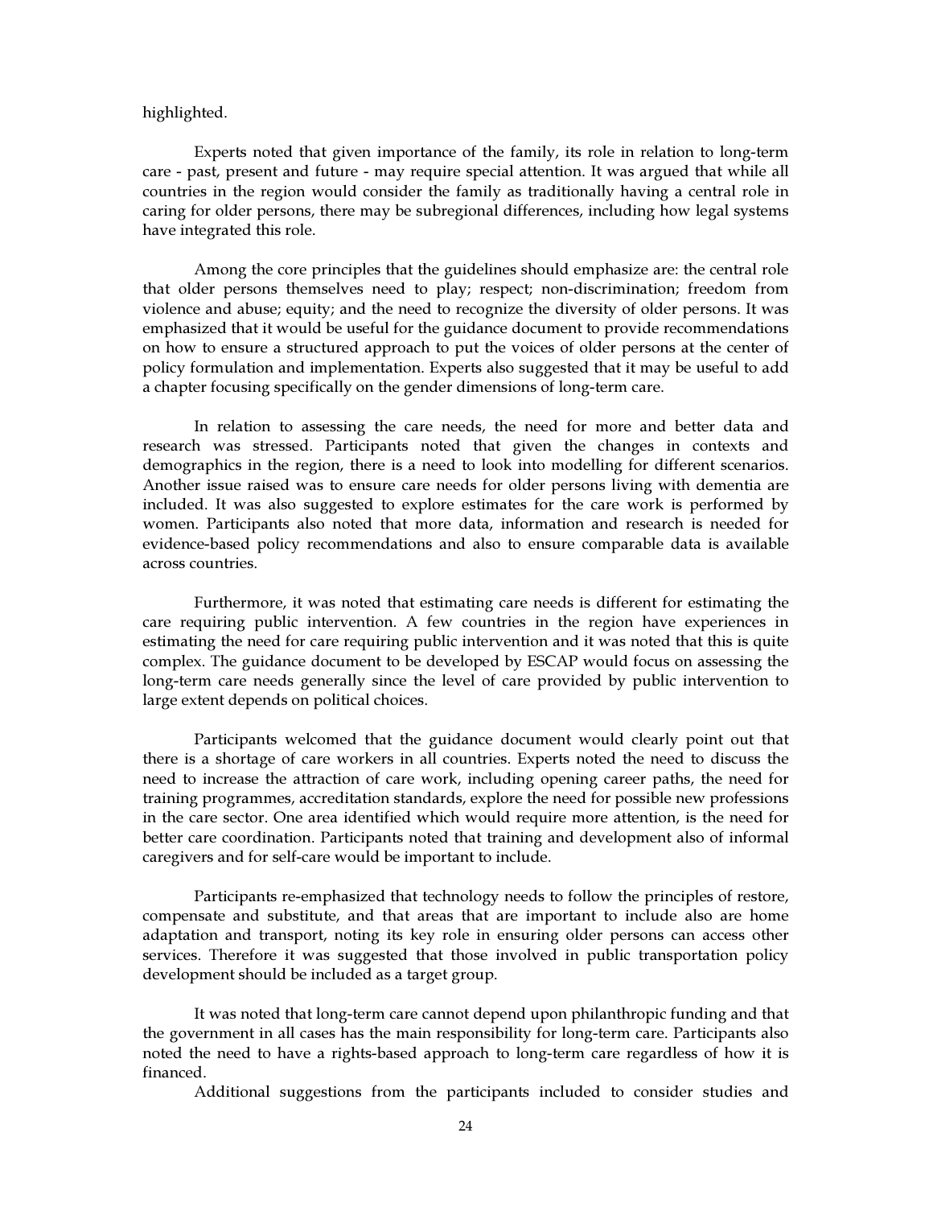highlighted.

Experts noted that given importance of the family, its role in relation to long-term care - past, present and future - may require special attention. It was argued that while all countries in the region would consider the family as traditionally having a central role in caring for older persons, there may be subregional differences, including how legal systems have integrated this role.

Among the core principles that the guidelines should emphasize are: the central role that older persons themselves need to play; respect; non-discrimination; freedom from violence and abuse; equity; and the need to recognize the diversity of older persons. It was emphasized that it would be useful for the guidance document to provide recommendations on how to ensure a structured approach to put the voices of older persons at the center of policy formulation and implementation. Experts also suggested that it may be useful to add a chapter focusing specifically on the gender dimensions of long-term care.

In relation to assessing the care needs, the need for more and better data and research was stressed. Participants noted that given the changes in contexts and demographics in the region, there is a need to look into modelling for different scenarios. Another issue raised was to ensure care needs for older persons living with dementia are included. It was also suggested to explore estimates for the care work is performed by women. Participants also noted that more data, information and research is needed for evidence-based policy recommendations and also to ensure comparable data is available across countries.

Furthermore, it was noted that estimating care needs is different for estimating the care requiring public intervention. A few countries in the region have experiences in estimating the need for care requiring public intervention and it was noted that this is quite complex. The guidance document to be developed by ESCAP would focus on assessing the long-term care needs generally since the level of care provided by public intervention to large extent depends on political choices.

Participants welcomed that the guidance document would clearly point out that there is a shortage of care workers in all countries. Experts noted the need to discuss the need to increase the attraction of care work, including opening career paths, the need for training programmes, accreditation standards, explore the need for possible new professions in the care sector. One area identified which would require more attention, is the need for better care coordination. Participants noted that training and development also of informal caregivers and for self-care would be important to include.

Participants re-emphasized that technology needs to follow the principles of restore, compensate and substitute, and that areas that are important to include also are home adaptation and transport, noting its key role in ensuring older persons can access other services. Therefore it was suggested that those involved in public transportation policy development should be included as a target group.

It was noted that long-term care cannot depend upon philanthropic funding and that the government in all cases has the main responsibility for long-term care. Participants also noted the need to have a rights-based approach to long-term care regardless of how it is financed.

Additional suggestions from the participants included to consider studies and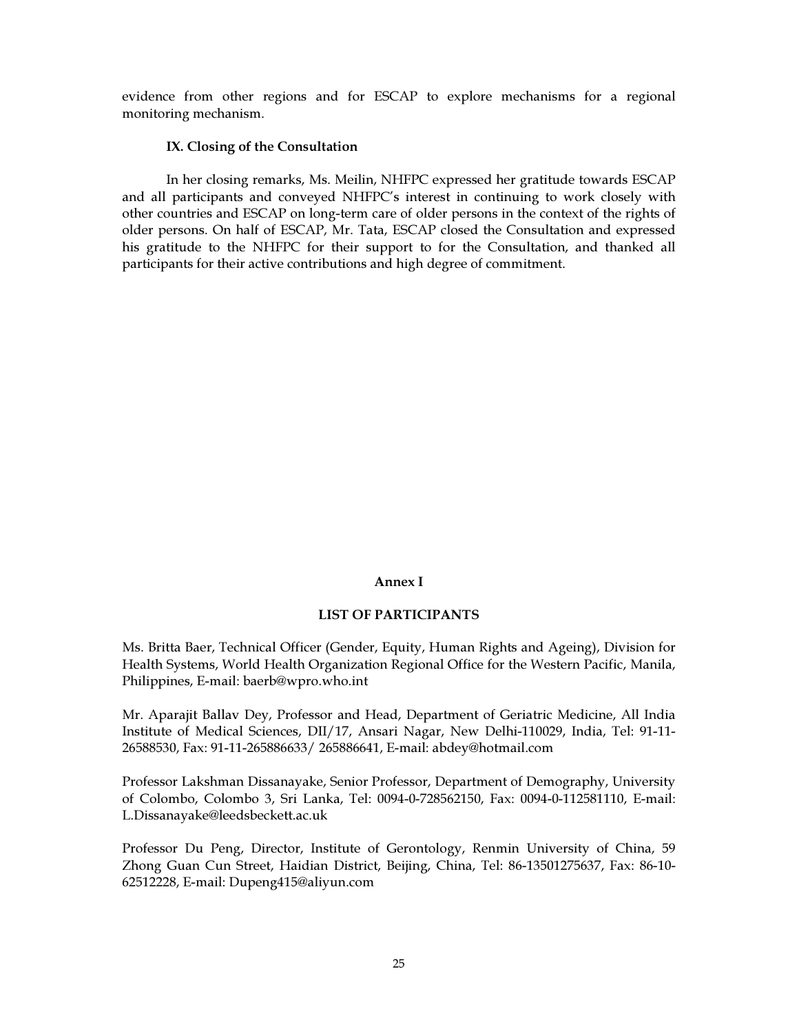evidence from other regions and for ESCAP to explore mechanisms for a regional monitoring mechanism.

### IX. Closing of the Consultation

In her closing remarks, Ms. Meilin, NHFPC expressed her gratitude towards ESCAP and all participants and conveyed NHFPC's interest in continuing to work closely with other countries and ESCAP on long-term care of older persons in the context of the rights of older persons. On half of ESCAP, Mr. Tata, ESCAP closed the Consultation and expressed his gratitude to the NHFPC for their support to for the Consultation, and thanked all participants for their active contributions and high degree of commitment.

## Annex I

### LIST OF PARTICIPANTS

Ms. Britta Baer, Technical Officer (Gender, Equity, Human Rights and Ageing), Division for Health Systems, World Health Organization Regional Office for the Western Pacific, Manila, Philippines, E-mail: baerb@wpro.who.int

Mr. Aparajit Ballav Dey, Professor and Head, Department of Geriatric Medicine, All India Institute of Medical Sciences, DII/17, Ansari Nagar, New Delhi-110029, India, Tel: 91-11-26588530, Fax: 91-11-265886633/ 265886641, E-mail: abdey@hotmail.com

Professor Lakshman Dissanayake, Senior Professor, Department of Demography, University of Colombo, Colombo 3, Sri Lanka, Tel: 0094-0-728562150, Fax: 0094-0-112581110, E-mail: L.Dissanayake@leedsbeckett.ac.uk

Professor Du Peng, Director, Institute of Gerontology, Renmin University of China, 59 Zhong Guan Cun Street, Haidian District, Beijing, China, Tel: 86-13501275637, Fax: 86-10-62512228, E-mail: Dupeng415@aliyun.com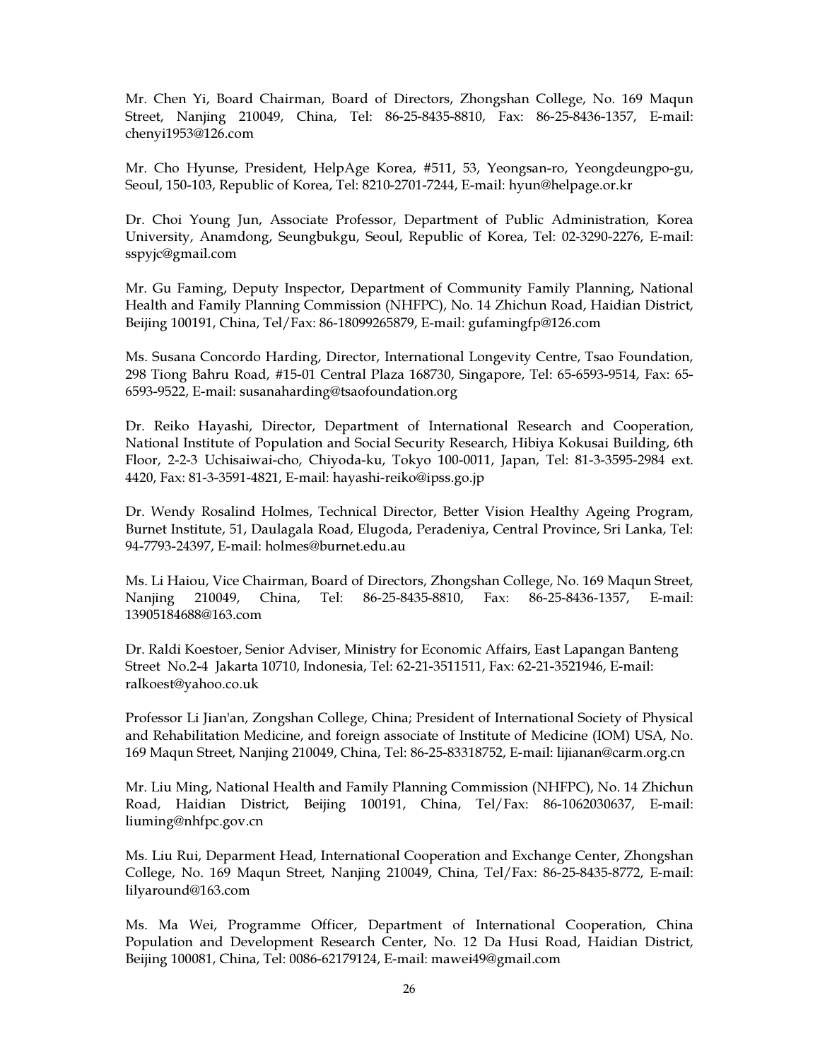Mr. Chen Yi, Board Chairman, Board of Directors, Zhongshan College, No. 169 Maqun Street, Nanjing 210049, China, Tel: 86-25-8435-8810, Fax: 86-25-8436-1357, E-mail: chenyi1953@126.com

Mr. Cho Hyunse, President, HelpAge Korea, #511, 53, Yeongsan-ro, Yeongdeungpo-gu, Seoul, 150-103, Republic of Korea, Tel: 8210-2701-7244, E-mail: hyun@helpage.or.kr

Dr. Choi Young Jun, Associate Professor, Department of Public Administration, Korea University, Anamdong, Seungbukgu, Seoul, Republic of Korea, Tel: 02-3290-2276, E-mail: sspyjc@gmail.com

Mr. Gu Faming, Deputy Inspector, Department of Community Family Planning, National Health and Family Planning Commission (NHFPC), No. 14 Zhichun Road, Haidian District, Beijing 100191, China, Tel/Fax: 86-18099265879, E-mail: gufamingfp@126.com

Ms. Susana Concordo Harding, Director, International Longevity Centre, Tsao Foundation, 298 Tiong Bahru Road, #15-01 Central Plaza 168730, Singapore, Tel: 65-6593-9514, Fax: 65-6593-9522, E-mail: susanaharding@tsaofoundation.org

Dr. Reiko Hayashi, Director, Department of International Research and Cooperation, National Institute of Population and Social Security Research, Hibiya Kokusai Building, 6th Floor, 2-2-3 Uchisaiwai-cho, Chiyoda-ku, Tokyo 100-0011, Japan, Tel: 81-3-3595-2984 ext. 4420, Fax: 81-3-3591-4821, E-mail: hayashi-reiko@ipss.go.jp

Dr. Wendy Rosalind Holmes, Technical Director, Better Vision Healthy Ageing Program, Burnet Institute, 51, Daulagala Road, Elugoda, Peradeniya, Central Province, Sri Lanka, Tel: 94-7793-24397, E-mail: holmes@burnet.edu.au

Ms. Li Haiou, Vice Chairman, Board of Directors, Zhongshan College, No. 169 Maqun Street, Nanjing 210049, China, Tel: 86-25-8435-8810, Fax: 86-25-8436-1357, E-mail: 13905184688@163.com

Dr. Raldi Koestoer, Senior Adviser, Ministry for Economic Affairs, East Lapangan Banteng Street No.2-4 Jakarta 10710, Indonesia, Tel: 62-21-3511511, Fax: 62-21-3521946, E-mail: ralkoest@yahoo.co.uk

Professor Li Jian'an, Zongshan College, China; President of International Society of Physical and Rehabilitation Medicine, and foreign associate of Institute of Medicine (IOM) USA, No. 169 Maqun Street, Nanjing 210049, China, Tel: 86-25-83318752, E-mail: lijianan@carm.org.cn

Mr. Liu Ming, National Health and Family Planning Commission (NHFPC), No. 14 Zhichun Road, Haidian District, Beijing 100191, China, Tel/Fax: 86-1062030637, E-mail: liuming@nhfpc.gov.cn

Ms. Liu Rui, Deparment Head, International Cooperation and Exchange Center, Zhongshan College, No. 169 Maqun Street, Nanjing 210049, China, Tel/Fax: 86-25-8435-8772, E-mail: lilyaround@163.com

Ms. Ma Wei, Programme Officer, Department of International Cooperation, China Population and Development Research Center, No. 12 Da Husi Road, Haidian District, Beijing 100081, China, Tel: 0086-62179124, E-mail: mawei49@gmail.com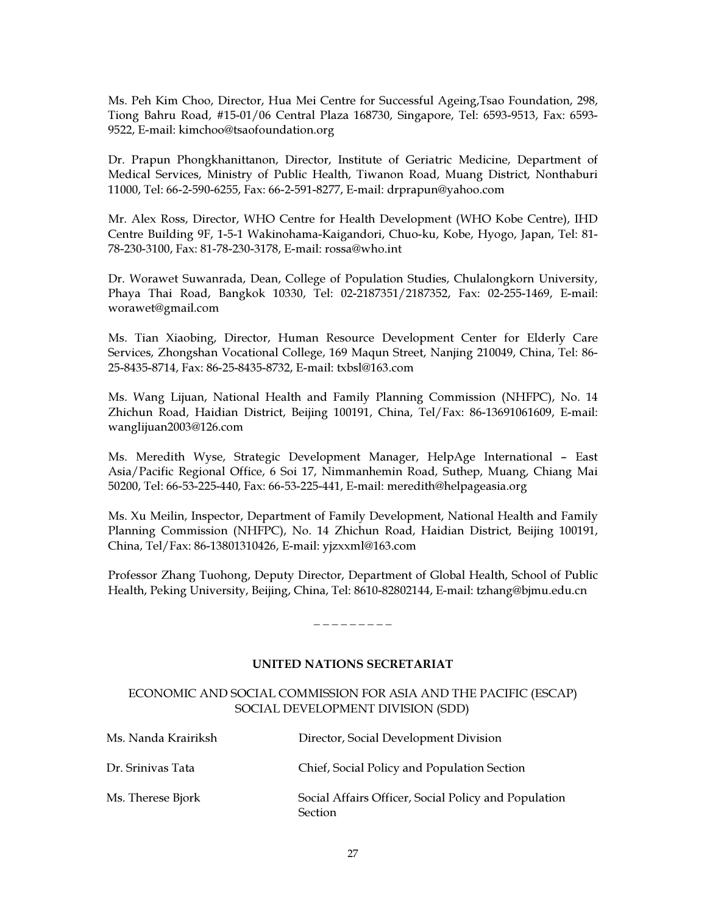Ms. Peh Kim Choo, Director, Hua Mei Centre for Successful Ageing,Tsao Foundation, 298, Tiong Bahru Road, #15-01/06 Central Plaza 168730, Singapore, Tel: 6593-9513, Fax: 6593-9522, E-mail: kimchoo@tsaofoundation.org

Dr. Prapun Phongkhanittanon, Director, Institute of Geriatric Medicine, Department of Medical Services, Ministry of Public Health, Tiwanon Road, Muang District, Nonthaburi 11000, Tel: 66-2-590-6255, Fax: 66-2-591-8277, E-mail: drprapun@yahoo.com

Mr. Alex Ross, Director, WHO Centre for Health Development (WHO Kobe Centre), IHD Centre Building 9F, 1-5-1 Wakinohama-Kaigandori, Chuo-ku, Kobe, Hyogo, Japan, Tel: 81-78-230-3100, Fax: 81-78-230-3178, E-mail: rossa@who.int

Dr. Worawet Suwanrada, Dean, College of Population Studies, Chulalongkorn University, Phaya Thai Road, Bangkok 10330, Tel: 02-2187351/2187352, Fax: 02-255-1469, E-mail: worawet@gmail.com

Ms. Tian Xiaobing, Director, Human Resource Development Center for Elderly Care Services, Zhongshan Vocational College, 169 Maqun Street, Nanjing 210049, China, Tel: 86-25-8435-8714, Fax: 86-25-8435-8732, E-mail: txbsl@163.com

Ms. Wang Lijuan, National Health and Family Planning Commission (NHFPC), No. 14 Zhichun Road, Haidian District, Beijing 100191, China, Tel/Fax: 86-13691061609, E-mail: wanglijuan2003@126.com

Ms. Meredith Wyse, Strategic Development Manager, HelpAge International – East Asia/Pacific Regional Office, 6 Soi 17, Nimmanhemin Road, Suthep, Muang, Chiang Mai 50200, Tel: 66-53-225-440, Fax: 66-53-225-441, E-mail: meredith@helpageasia.org

Ms. Xu Meilin, Inspector, Department of Family Development, National Health and Family Planning Commission (NHFPC), No. 14 Zhichun Road, Haidian District, Beijing 100191, China, Tel/Fax: 86-13801310426, E-mail: yjzxxml@163.com

Professor Zhang Tuohong, Deputy Director, Department of Global Health, School of Public Health, Peking University, Beijing, China, Tel: 8610-82802144, E-mail: tzhang@bjmu.edu.cn

_ _ _ _ _ _ _ _ _

**UNITED NATIONS SECRETARIAT**

ECONOMIC AND SOCIAL COMMISSION FOR ASIA AND THE PACIFIC (ESCAP)
SOCIAL DEVELOPMENT DIVISION (SDD)

| | |
|---|---|
| Ms. Nanda Krairiksh | Director, Social Development Division |
| Dr. Srinivas Tata | Chief, Social Policy and Population Section |
| Ms. Therese Bjork | Social Affairs Officer, Social Policy and Population Section |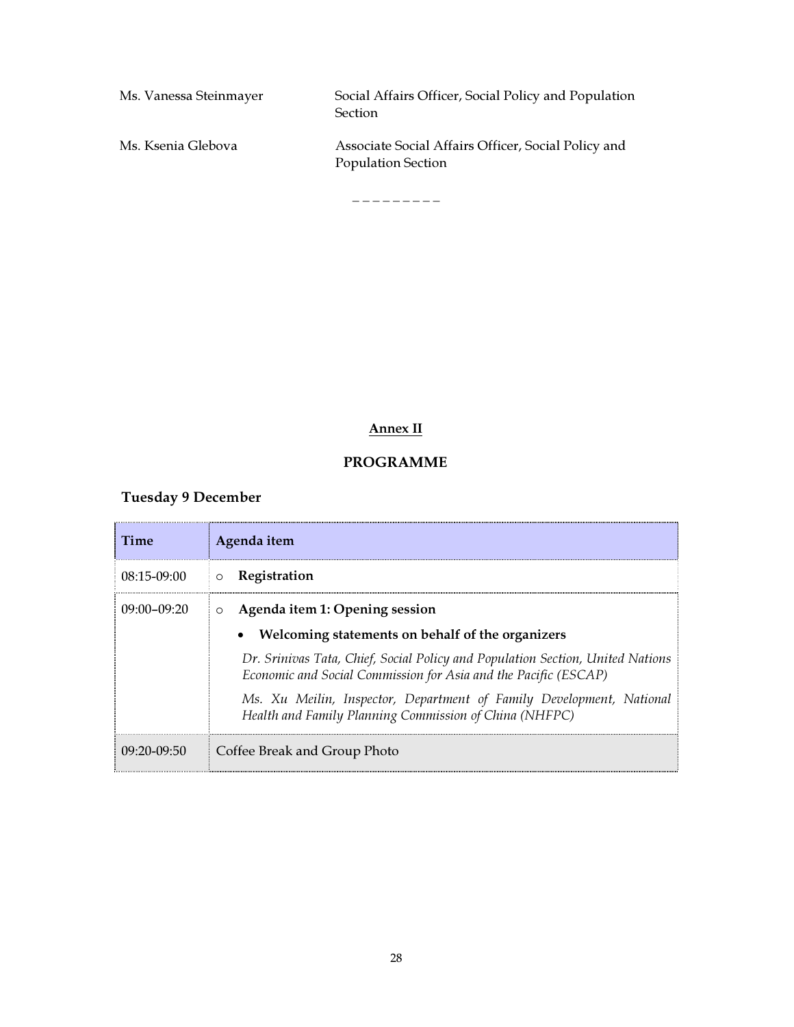| | |
|---|---|
| Ms. Vanessa Steinmayer | Social Affairs Officer, Social Policy and Population Section |
| Ms. Ksenia Glebova | Associate Social Affairs Officer, Social Policy and Population Section |

_ _ _ _ _ _ _ _ _

## Annex II

## PROGRAMME

### Tuesday 9 December

| Time | Agenda item |
|---|---|
| 08:15-09:00 | ○ **Registration** |
| 09:00–09:20 | ○ **Agenda item 1: Opening session**<br>• **Welcoming statements on behalf of the organizers**<br>*Dr. Srinivas Tata, Chief, Social Policy and Population Section, United Nations Economic and Social Commission for Asia and the Pacific (ESCAP)*<br>*Ms. Xu Meilin, Inspector, Department of Family Development, National Health and Family Planning Commission of China (NHFPC)* |
| 09:20-09:50 | Coffee Break and Group Photo |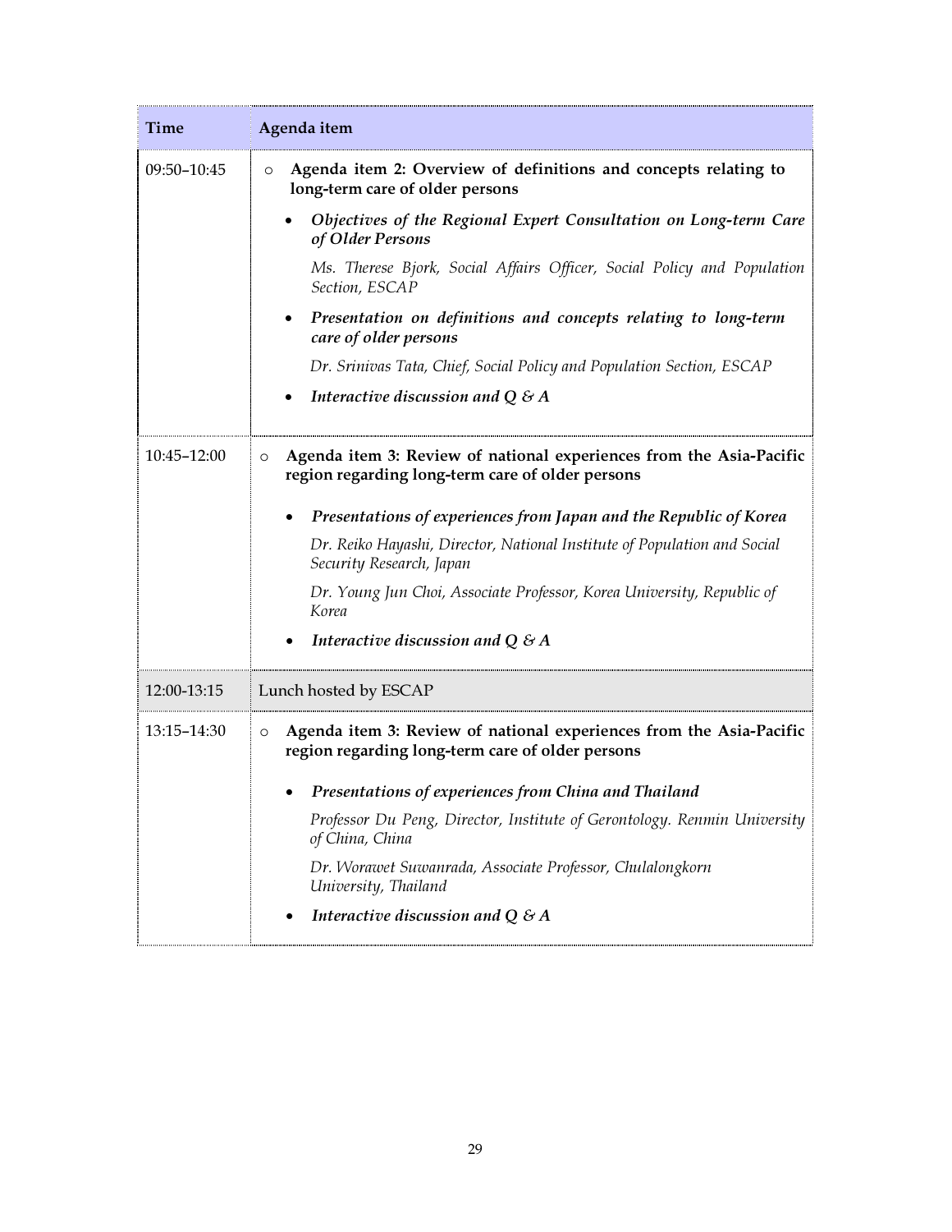| Time | Agenda item |
|---|---|
| 09:50–10:45 | ○ **Agenda item 2: Overview of definitions and concepts relating to long-term care of older persons**<br><br>• ***Objectives of the Regional Expert Consultation on Long-term Care of Older Persons***<br><br>*Ms. Therese Bjork, Social Affairs Officer, Social Policy and Population Section, ESCAP*<br><br>• ***Presentation on definitions and concepts relating to long-term care of older persons***<br><br>*Dr. Srinivas Tata, Chief, Social Policy and Population Section, ESCAP*<br><br>• ***Interactive discussion and Q & A*** |
| 10:45–12:00 | ○ **Agenda item 3: Review of national experiences from the Asia-Pacific region regarding long-term care of older persons**<br><br>• ***Presentations of experiences from Japan and the Republic of Korea***<br><br>*Dr. Reiko Hayashi, Director, National Institute of Population and Social Security Research, Japan*<br><br>*Dr. Young Jun Choi, Associate Professor, Korea University, Republic of Korea*<br><br>• ***Interactive discussion and Q & A*** |
| 12:00-13:15 | Lunch hosted by ESCAP |
| 13:15–14:30 | ○ **Agenda item 3: Review of national experiences from the Asia-Pacific region regarding long-term care of older persons**<br><br>• ***Presentations of experiences from China and Thailand***<br><br>*Professor Du Peng, Director, Institute of Gerontology. Renmin University of China, China*<br><br>*Dr. Worawet Suwanrada, Associate Professor, Chulalongkorn University, Thailand*<br><br>• ***Interactive discussion and Q & A*** |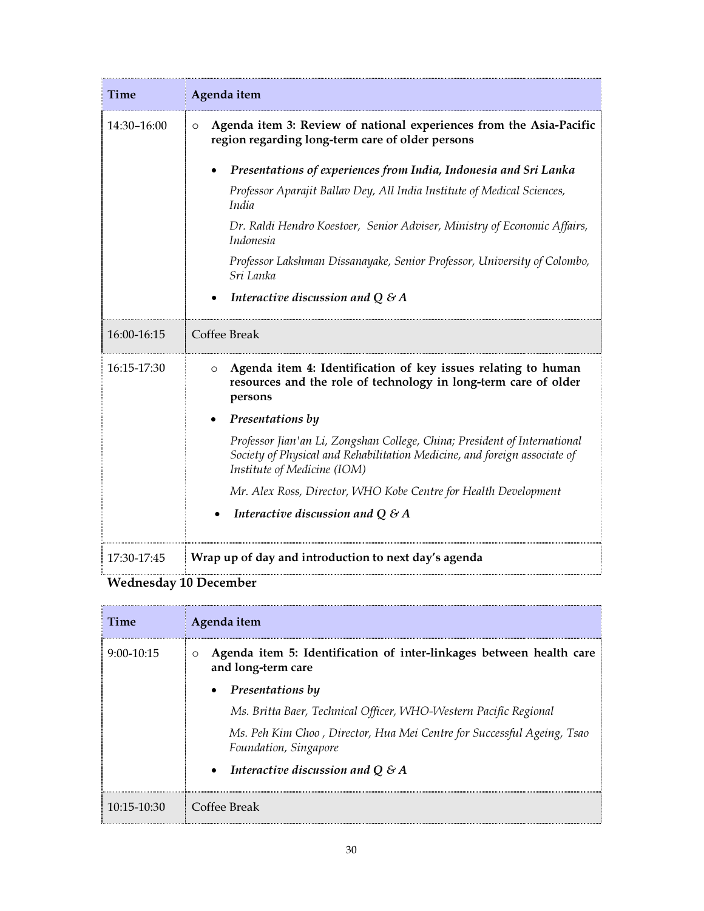| Time | Agenda item |
|---|---|
| 14:30–16:00 | ○ **Agenda item 3: Review of national experiences from the Asia-Pacific region regarding long-term care of older persons**<br><br>• ***Presentations of experiences from India, Indonesia and Sri Lanka***<br><br>*Professor Aparajit Ballav Dey, All India Institute of Medical Sciences, India*<br><br>*Dr. Raldi Hendro Koestoer, Senior Adviser, Ministry of Economic Affairs, Indonesia*<br><br>*Professor Lakshman Dissanayake, Senior Professor, University of Colombo, Sri Lanka*<br><br>• ***Interactive discussion and Q & A*** |
| 16:00-16:15 | Coffee Break |
| 16:15-17:30 | ○ **Agenda item 4: Identification of key issues relating to human resources and the role of technology in long-term care of older persons**<br><br>• ***Presentations by***<br><br>*Professor Jian'an Li, Zongshan College, China; President of International Society of Physical and Rehabilitation Medicine, and foreign associate of Institute of Medicine (IOM)*<br><br>*Mr. Alex Ross, Director, WHO Kobe Centre for Health Development*<br><br>• ***Interactive discussion and Q & A*** |
| 17:30-17:45 | **Wrap up of day and introduction to next day's agenda** |

**Wednesday 10 December**

| Time | Agenda item |
|---|---|
| 9:00-10:15 | ○ **Agenda item 5: Identification of inter-linkages between health care and long-term care**<br><br>• ***Presentations by***<br><br>*Ms. Britta Baer, Technical Officer, WHO-Western Pacific Regional*<br><br>*Ms. Peh Kim Choo , Director, Hua Mei Centre for Successful Ageing, Tsao Foundation, Singapore*<br><br>• ***Interactive discussion and Q & A*** |
| 10:15-10:30 | Coffee Break |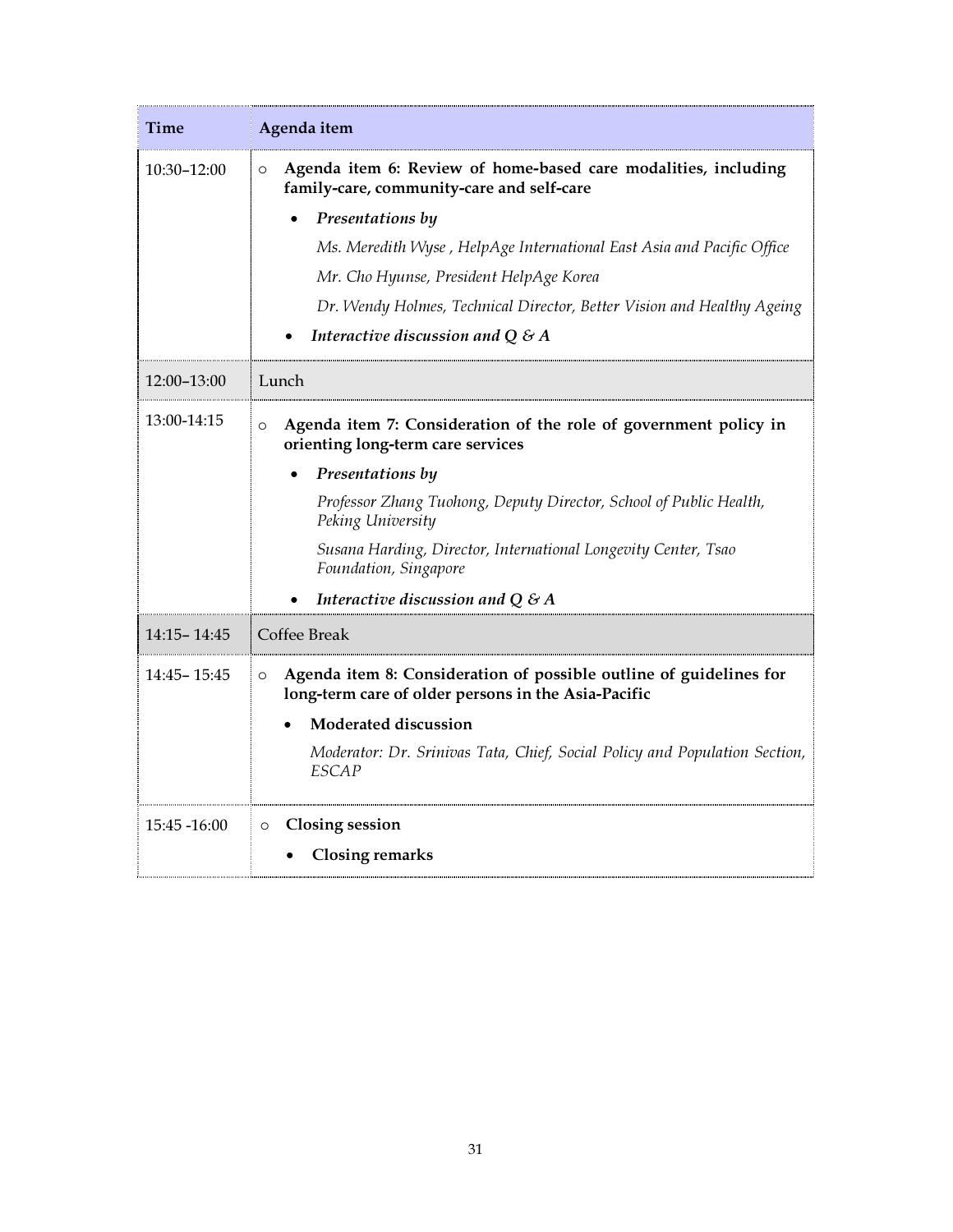| Time | Agenda item |
|---|---|
| 10:30–12:00 | ○ **Agenda item 6: Review of home-based care modalities, including family-care, community-care and self-care** <br> • ***Presentations by*** <br> *Ms. Meredith Wyse , HelpAge International East Asia and Pacific Office* <br> *Mr. Cho Hyunse, President HelpAge Korea* <br> *Dr. Wendy Holmes, Technical Director, Better Vision and Healthy Ageing* <br> • ***Interactive discussion and Q & A*** |
| 12:00–13:00 | Lunch |
| 13:00-14:15 | ○ **Agenda item 7: Consideration of the role of government policy in orienting long-term care services** <br> • ***Presentations by*** <br> *Professor Zhang Tuohong, Deputy Director, School of Public Health, Peking University* <br> *Susana Harding, Director, International Longevity Center, Tsao Foundation, Singapore* <br> • ***Interactive discussion and Q & A*** |
| 14:15– 14:45 | Coffee Break |
| 14:45– 15:45 | ○ **Agenda item 8: Consideration of possible outline of guidelines for long-term care of older persons in the Asia-Pacific** <br> • **Moderated discussion** <br> *Moderator: Dr. Srinivas Tata, Chief, Social Policy and Population Section, ESCAP* |
| 15:45 -16:00 | ○ **Closing session** <br> • **Closing remarks** |